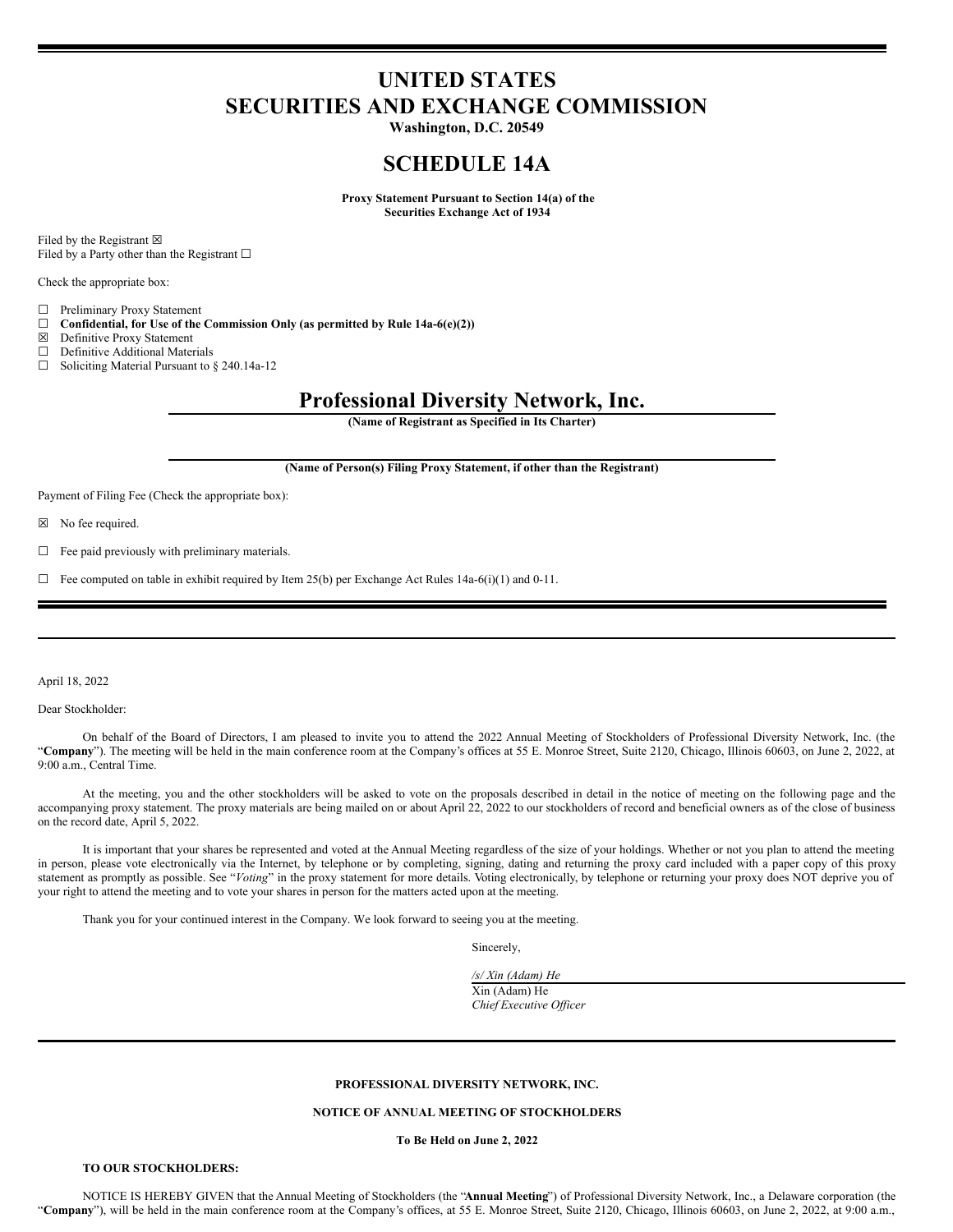# UNITED STATES
# SECURITIES AND EXCHANGE COMMISSION

**Washington, D.C. 20549**

# SCHEDULE 14A

**Proxy Statement Pursuant to Section 14(a) of the Securities Exchange Act of 1934**

Filed by the Registrant ☒
Filed by a Party other than the Registrant ☐

Check the appropriate box:

☐ Preliminary Proxy Statement
☐ **Confidential, for Use of the Commission Only (as permitted by Rule 14a-6(e)(2))**
☒ Definitive Proxy Statement
☐ Definitive Additional Materials
☐ Soliciting Material Pursuant to § 240.14a-12

## Professional Diversity Network, Inc.

**(Name of Registrant as Specified in Its Charter)**

**(Name of Person(s) Filing Proxy Statement, if other than the Registrant)**

Payment of Filing Fee (Check the appropriate box):

☒ No fee required.

☐ Fee paid previously with preliminary materials.

☐ Fee computed on table in exhibit required by Item 25(b) per Exchange Act Rules 14a-6(i)(1) and 0-11.

---

April 18, 2022

Dear Stockholder:

On behalf of the Board of Directors, I am pleased to invite you to attend the 2022 Annual Meeting of Stockholders of Professional Diversity Network, Inc. (the "**Company**"). The meeting will be held in the main conference room at the Company's offices at 55 E. Monroe Street, Suite 2120, Chicago, Illinois 60603, on June 2, 2022, at 9:00 a.m., Central Time.

At the meeting, you and the other stockholders will be asked to vote on the proposals described in detail in the notice of meeting on the following page and the accompanying proxy statement. The proxy materials are being mailed on or about April 22, 2022 to our stockholders of record and beneficial owners as of the close of business on the record date, April 5, 2022.

It is important that your shares be represented and voted at the Annual Meeting regardless of the size of your holdings. Whether or not you plan to attend the meeting in person, please vote electronically via the Internet, by telephone or by completing, signing, dating and returning the proxy card included with a paper copy of this proxy statement as promptly as possible. See "*Voting*" in the proxy statement for more details. Voting electronically, by telephone or returning your proxy does NOT deprive you of your right to attend the meeting and to vote your shares in person for the matters acted upon at the meeting.

Thank you for your continued interest in the Company. We look forward to seeing you at the meeting.

Sincerely,

*/s/ Xin (Adam) He*
Xin (Adam) He
*Chief Executive Officer*

---

**PROFESSIONAL DIVERSITY NETWORK, INC.**

**NOTICE OF ANNUAL MEETING OF STOCKHOLDERS**

**To Be Held on June 2, 2022**

**TO OUR STOCKHOLDERS:**

NOTICE IS HEREBY GIVEN that the Annual Meeting of Stockholders (the "**Annual Meeting**") of Professional Diversity Network, Inc., a Delaware corporation (the "**Company**"), will be held in the main conference room at the Company's offices, at 55 E. Monroe Street, Suite 2120, Chicago, Illinois 60603, on June 2, 2022, at 9:00 a.m.,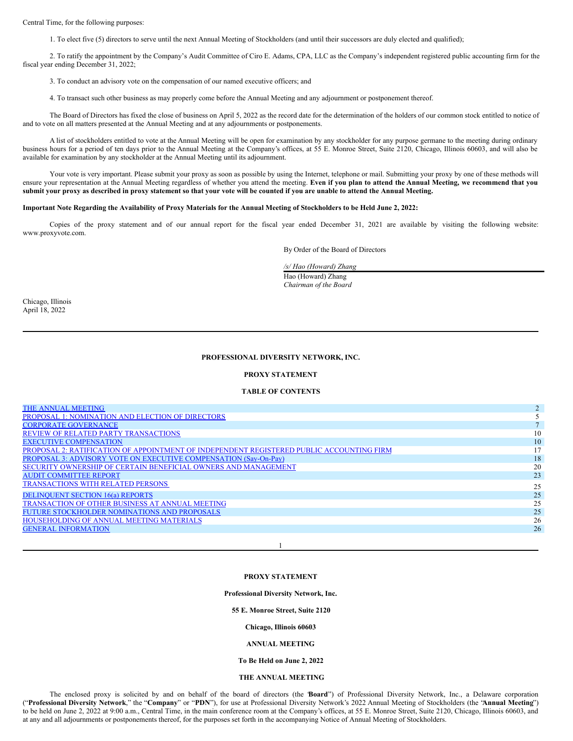Central Time, for the following purposes:

1. To elect five (5) directors to serve until the next Annual Meeting of Stockholders (and until their successors are duly elected and qualified);

2. To ratify the appointment by the Company's Audit Committee of Ciro E. Adams, CPA, LLC as the Company's independent registered public accounting firm for the fiscal year ending December 31, 2022;

3. To conduct an advisory vote on the compensation of our named executive officers; and

4. To transact such other business as may properly come before the Annual Meeting and any adjournment or postponement thereof.

The Board of Directors has fixed the close of business on April 5, 2022 as the record date for the determination of the holders of our common stock entitled to notice of and to vote on all matters presented at the Annual Meeting and at any adjournments or postponements.

A list of stockholders entitled to vote at the Annual Meeting will be open for examination by any stockholder for any purpose germane to the meeting during ordinary business hours for a period of ten days prior to the Annual Meeting at the Company's offices, at 55 E. Monroe Street, Suite 2120, Chicago, Illinois 60603, and will also be available for examination by any stockholder at the Annual Meeting until its adjournment.

Your vote is very important. Please submit your proxy as soon as possible by using the Internet, telephone or mail. Submitting your proxy by one of these methods will ensure your representation at the Annual Meeting regardless of whether you attend the meeting. **Even if you plan to attend the Annual Meeting, we recommend that you submit your proxy as described in proxy statement so that your vote will be counted if you are unable to attend the Annual Meeting.**

**Important Note Regarding the Availability of Proxy Materials for the Annual Meeting of Stockholders to be Held June 2, 2022:**

Copies of the proxy statement and of our annual report for the fiscal year ended December 31, 2021 are available by visiting the following website: www.proxyvote.com.

By Order of the Board of Directors

*/s/ Hao (Howard) Zhang*
Hao (Howard) Zhang
*Chairman of the Board*

Chicago, Illinois
April 18, 2022

**PROFESSIONAL DIVERSITY NETWORK, INC.**

**PROXY STATEMENT**

**TABLE OF CONTENTS**

| | |
|---|---|
| THE ANNUAL MEETING | 2 |
| PROPOSAL 1: NOMINATION AND ELECTION OF DIRECTORS | 5 |
| CORPORATE GOVERNANCE | 7 |
| REVIEW OF RELATED PARTY TRANSACTIONS | 10 |
| EXECUTIVE COMPENSATION | 10 |
| PROPOSAL 2: RATIFICATION OF APPOINTMENT OF INDEPENDENT REGISTERED PUBLIC ACCOUNTING FIRM | 17 |
| PROPOSAL 3: ADVISORY VOTE ON EXECUTIVE COMPENSATION (Say-On-Pay) | 18 |
| SECURITY OWNERSHIP OF CERTAIN BENEFICIAL OWNERS AND MANAGEMENT | 20 |
| AUDIT COMMITTEE REPORT | 23 |
| TRANSACTIONS WITH RELATED PERSONS | 25 |
| DELINQUENT SECTION 16(a) REPORTS | 25 |
| TRANSACTION OF OTHER BUSINESS AT ANNUAL MEETING | 25 |
| FUTURE STOCKHOLDER NOMINATIONS AND PROPOSALS | 25 |
| HOUSEHOLDING OF ANNUAL MEETING MATERIALS | 26 |
| GENERAL INFORMATION | 26 |

**PROXY STATEMENT**

**Professional Diversity Network, Inc.**

**55 E. Monroe Street, Suite 2120**

**Chicago, Illinois 60603**

**ANNUAL MEETING**

**To Be Held on June 2, 2022**

**THE ANNUAL MEETING**

The enclosed proxy is solicited by and on behalf of the board of directors (the "**Board**") of Professional Diversity Network, Inc., a Delaware corporation ("**Professional Diversity Network**," the "**Company**" or "**PDN**"), for use at Professional Diversity Network's 2022 Annual Meeting of Stockholders (the "**Annual Meeting**") to be held on June 2, 2022 at 9:00 a.m., Central Time, in the main conference room at the Company's offices, at 55 E. Monroe Street, Suite 2120, Chicago, Illinois 60603, and at any and all adjournments or postponements thereof, for the purposes set forth in the accompanying Notice of Annual Meeting of Stockholders.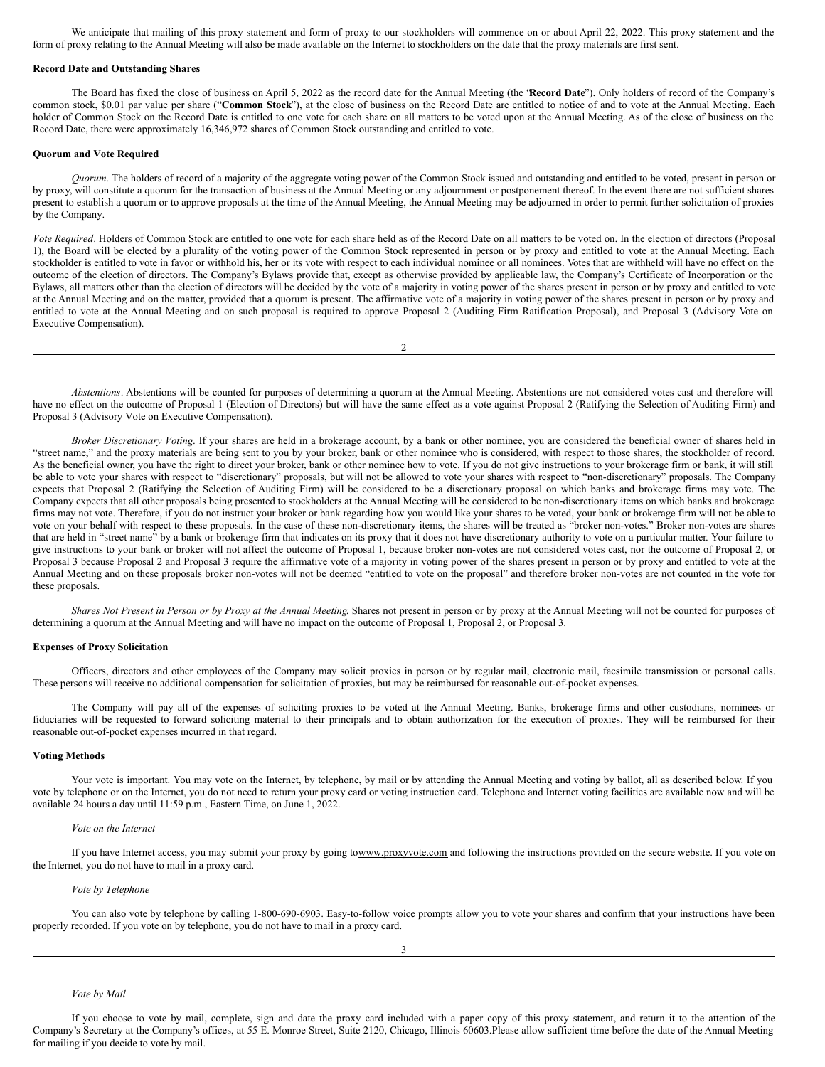We anticipate that mailing of this proxy statement and form of proxy to our stockholders will commence on or about April 22, 2022. This proxy statement and the form of proxy relating to the Annual Meeting will also be made available on the Internet to stockholders on the date that the proxy materials are first sent.

**Record Date and Outstanding Shares**

The Board has fixed the close of business on April 5, 2022 as the record date for the Annual Meeting (the "**Record Date**"). Only holders of record of the Company's common stock, $0.01 par value per share ("**Common Stock**"), at the close of business on the Record Date are entitled to notice of and to vote at the Annual Meeting. Each holder of Common Stock on the Record Date is entitled to one vote for each share on all matters to be voted upon at the Annual Meeting. As of the close of business on the Record Date, there were approximately 16,346,972 shares of Common Stock outstanding and entitled to vote.

**Quorum and Vote Required**

*Quorum.* The holders of record of a majority of the aggregate voting power of the Common Stock issued and outstanding and entitled to be voted, present in person or by proxy, will constitute a quorum for the transaction of business at the Annual Meeting or any adjournment or postponement thereof. In the event there are not sufficient shares present to establish a quorum or to approve proposals at the time of the Annual Meeting, the Annual Meeting may be adjourned in order to permit further solicitation of proxies by the Company.

*Vote Required*. Holders of Common Stock are entitled to one vote for each share held as of the Record Date on all matters to be voted on. In the election of directors (Proposal 1), the Board will be elected by a plurality of the voting power of the Common Stock represented in person or by proxy and entitled to vote at the Annual Meeting. Each stockholder is entitled to vote in favor or withhold his, her or its vote with respect to each individual nominee or all nominees. Votes that are withheld will have no effect on the outcome of the election of directors. The Company's Bylaws provide that, except as otherwise provided by applicable law, the Company's Certificate of Incorporation or the Bylaws, all matters other than the election of directors will be decided by the vote of a majority in voting power of the shares present in person or by proxy and entitled to vote at the Annual Meeting and on the matter, provided that a quorum is present. The affirmative vote of a majority in voting power of the shares present in person or by proxy and entitled to vote at the Annual Meeting and on such proposal is required to approve Proposal 2 (Auditing Firm Ratification Proposal), and Proposal 3 (Advisory Vote on Executive Compensation).

*Abstentions*. Abstentions will be counted for purposes of determining a quorum at the Annual Meeting. Abstentions are not considered votes cast and therefore will have no effect on the outcome of Proposal 1 (Election of Directors) but will have the same effect as a vote against Proposal 2 (Ratifying the Selection of Auditing Firm) and Proposal 3 (Advisory Vote on Executive Compensation).

*Broker Discretionary Voting*. If your shares are held in a brokerage account, by a bank or other nominee, you are considered the beneficial owner of shares held in "street name," and the proxy materials are being sent to you by your broker, bank or other nominee who is considered, with respect to those shares, the stockholder of record. As the beneficial owner, you have the right to direct your broker, bank or other nominee how to vote. If you do not give instructions to your brokerage firm or bank, it will still be able to vote your shares with respect to "discretionary" proposals, but will not be allowed to vote your shares with respect to "non-discretionary" proposals. The Company expects that Proposal 2 (Ratifying the Selection of Auditing Firm) will be considered to be a discretionary proposal on which banks and brokerage firms may vote. The Company expects that all other proposals being presented to stockholders at the Annual Meeting will be considered to be non-discretionary items on which banks and brokerage firms may not vote. Therefore, if you do not instruct your broker or bank regarding how you would like your shares to be voted, your bank or brokerage firm will not be able to vote on your behalf with respect to these proposals. In the case of these non-discretionary items, the shares will be treated as "broker non-votes." Broker non-votes are shares that are held in "street name" by a bank or brokerage firm that indicates on its proxy that it does not have discretionary authority to vote on a particular matter. Your failure to give instructions to your bank or broker will not affect the outcome of Proposal 1, because broker non-votes are not considered votes cast, nor the outcome of Proposal 2, or Proposal 3 because Proposal 2 and Proposal 3 require the affirmative vote of a majority in voting power of the shares present in person or by proxy and entitled to vote at the Annual Meeting and on these proposals broker non-votes will not be deemed "entitled to vote on the proposal" and therefore broker non-votes are not counted in the vote for these proposals.

*Shares Not Present in Person or by Proxy at the Annual Meeting*. Shares not present in person or by proxy at the Annual Meeting will not be counted for purposes of determining a quorum at the Annual Meeting and will have no impact on the outcome of Proposal 1, Proposal 2, or Proposal 3.

**Expenses of Proxy Solicitation**

Officers, directors and other employees of the Company may solicit proxies in person or by regular mail, electronic mail, facsimile transmission or personal calls. These persons will receive no additional compensation for solicitation of proxies, but may be reimbursed for reasonable out-of-pocket expenses.

The Company will pay all of the expenses of soliciting proxies to be voted at the Annual Meeting. Banks, brokerage firms and other custodians, nominees or fiduciaries will be requested to forward soliciting material to their principals and to obtain authorization for the execution of proxies. They will be reimbursed for their reasonable out-of-pocket expenses incurred in that regard.

**Voting Methods**

Your vote is important. You may vote on the Internet, by telephone, by mail or by attending the Annual Meeting and voting by ballot, all as described below. If you vote by telephone or on the Internet, you do not need to return your proxy card or voting instruction card. Telephone and Internet voting facilities are available now and will be available 24 hours a day until 11:59 p.m., Eastern Time, on June 1, 2022.

*Vote on the Internet*

If you have Internet access, you may submit your proxy by going towww.proxyvote.com and following the instructions provided on the secure website. If you vote on the Internet, you do not have to mail in a proxy card.

*Vote by Telephone*

You can also vote by telephone by calling 1-800-690-6903. Easy-to-follow voice prompts allow you to vote your shares and confirm that your instructions have been properly recorded. If you vote on by telephone, you do not have to mail in a proxy card.

*Vote by Mail*

If you choose to vote by mail, complete, sign and date the proxy card included with a paper copy of this proxy statement, and return it to the attention of the Company's Secretary at the Company's offices, at 55 E. Monroe Street, Suite 2120, Chicago, Illinois 60603.Please allow sufficient time before the date of the Annual Meeting for mailing if you decide to vote by mail.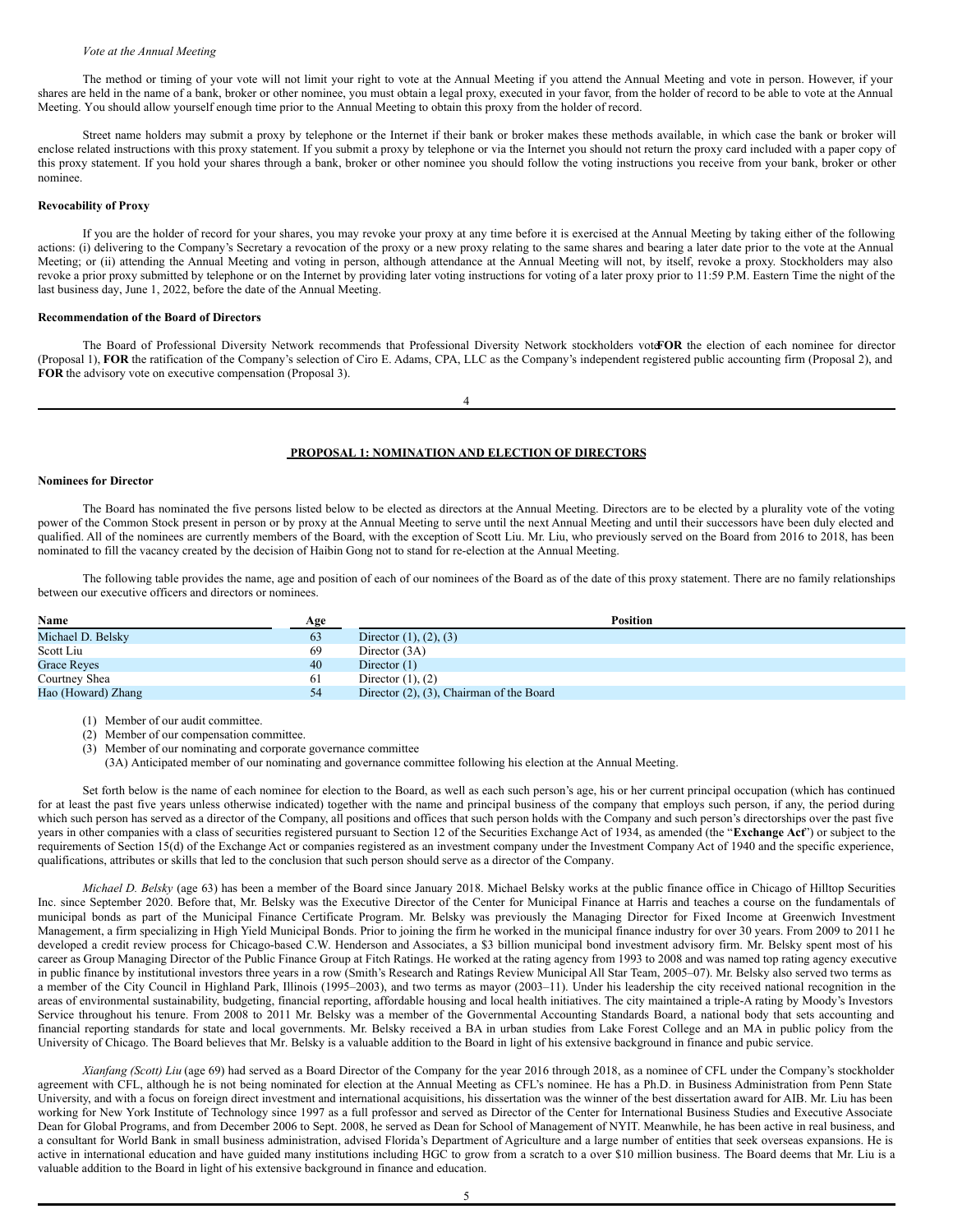*Vote at the Annual Meeting*

The method or timing of your vote will not limit your right to vote at the Annual Meeting if you attend the Annual Meeting and vote in person. However, if your shares are held in the name of a bank, broker or other nominee, you must obtain a legal proxy, executed in your favor, from the holder of record to be able to vote at the Annual Meeting. You should allow yourself enough time prior to the Annual Meeting to obtain this proxy from the holder of record.

Street name holders may submit a proxy by telephone or the Internet if their bank or broker makes these methods available, in which case the bank or broker will enclose related instructions with this proxy statement. If you submit a proxy by telephone or via the Internet you should not return the proxy card included with a paper copy of this proxy statement. If you hold your shares through a bank, broker or other nominee you should follow the voting instructions you receive from your bank, broker or other nominee.

**Revocability of Proxy**

If you are the holder of record for your shares, you may revoke your proxy at any time before it is exercised at the Annual Meeting by taking either of the following actions: (i) delivering to the Company's Secretary a revocation of the proxy or a new proxy relating to the same shares and bearing a later date prior to the vote at the Annual Meeting; or (ii) attending the Annual Meeting and voting in person, although attendance at the Annual Meeting will not, by itself, revoke a proxy. Stockholders may also revoke a prior proxy submitted by telephone or on the Internet by providing later voting instructions for voting of a later proxy prior to 11:59 P.M. Eastern Time the night of the last business day, June 1, 2022, before the date of the Annual Meeting.

**Recommendation of the Board of Directors**

The Board of Professional Diversity Network recommends that Professional Diversity Network stockholders vote **FOR** the election of each nominee for director (Proposal 1), **FOR** the ratification of the Company's selection of Ciro E. Adams, CPA, LLC as the Company's independent registered public accounting firm (Proposal 2), and **FOR** the advisory vote on executive compensation (Proposal 3).

## PROPOSAL 1: NOMINATION AND ELECTION OF DIRECTORS

**Nominees for Director**

The Board has nominated the five persons listed below to be elected as directors at the Annual Meeting. Directors are to be elected by a plurality vote of the voting power of the Common Stock present in person or by proxy at the Annual Meeting to serve until the next Annual Meeting and until their successors have been duly elected and qualified. All of the nominees are currently members of the Board, with the exception of Scott Liu. Mr. Liu, who previously served on the Board from 2016 to 2018, has been nominated to fill the vacancy created by the decision of Haibin Gong not to stand for re-election at the Annual Meeting.

The following table provides the name, age and position of each of our nominees of the Board as of the date of this proxy statement. There are no family relationships between our executive officers and directors or nominees.

| Name | Age | Position |
|---|---|---|
| Michael D. Belsky | 63 | Director (1), (2), (3) |
| Scott Liu | 69 | Director (3A) |
| Grace Reyes | 40 | Director (1) |
| Courtney Shea | 61 | Director (1), (2) |
| Hao (Howard) Zhang | 54 | Director (2), (3), Chairman of the Board |

(1) Member of our audit committee.
(2) Member of our compensation committee.
(3) Member of our nominating and corporate governance committee
(3A) Anticipated member of our nominating and governance committee following his election at the Annual Meeting.

Set forth below is the name of each nominee for election to the Board, as well as each such person's age, his or her current principal occupation (which has continued for at least the past five years unless otherwise indicated) together with the name and principal business of the company that employs such person, if any, the period during which such person has served as a director of the Company, all positions and offices that such person holds with the Company and such person's directorships over the past five years in other companies with a class of securities registered pursuant to Section 12 of the Securities Exchange Act of 1934, as amended (the "**Exchange Act**") or subject to the requirements of Section 15(d) of the Exchange Act or companies registered as an investment company under the Investment Company Act of 1940 and the specific experience, qualifications, attributes or skills that led to the conclusion that such person should serve as a director of the Company.

*Michael D. Belsky* (age 63) has been a member of the Board since January 2018. Michael Belsky works at the public finance office in Chicago of Hilltop Securities Inc. since September 2020. Before that, Mr. Belsky was the Executive Director of the Center for Municipal Finance at Harris and teaches a course on the fundamentals of municipal bonds as part of the Municipal Finance Certificate Program. Mr. Belsky was previously the Managing Director for Fixed Income at Greenwich Investment Management, a firm specializing in High Yield Municipal Bonds. Prior to joining the firm he worked in the municipal finance industry for over 30 years. From 2009 to 2011 he developed a credit review process for Chicago-based C.W. Henderson and Associates, a $3 billion municipal bond investment advisory firm. Mr. Belsky spent most of his career as Group Managing Director of the Public Finance Group at Fitch Ratings. He worked at the rating agency from 1993 to 2008 and was named top rating agency executive in public finance by institutional investors three years in a row (Smith's Research and Ratings Review Municipal All Star Team, 2005–07). Mr. Belsky also served two terms as a member of the City Council in Highland Park, Illinois (1995–2003), and two terms as mayor (2003–11). Under his leadership the city received national recognition in the areas of environmental sustainability, budgeting, financial reporting, affordable housing and local health initiatives. The city maintained a triple-A rating by Moody's Investors Service throughout his tenure. From 2008 to 2011 Mr. Belsky was a member of the Governmental Accounting Standards Board, a national body that sets accounting and financial reporting standards for state and local governments. Mr. Belsky received a BA in urban studies from Lake Forest College and an MA in public policy from the University of Chicago. The Board believes that Mr. Belsky is a valuable addition to the Board in light of his extensive background in finance and pubic service.

*Xianfang (Scott) Liu* (age 69) had served as a Board Director of the Company for the year 2016 through 2018, as a nominee of CFL under the Company's stockholder agreement with CFL, although he is not being nominated for election at the Annual Meeting as CFL's nominee. He has a Ph.D. in Business Administration from Penn State University, and with a focus on foreign direct investment and international acquisitions, his dissertation was the winner of the best dissertation award for AIB. Mr. Liu has been working for New York Institute of Technology since 1997 as a full professor and served as Director of the Center for International Business Studies and Executive Associate Dean for Global Programs, and from December 2006 to Sept. 2008, he served as Dean for School of Management of NYIT. Meanwhile, he has been active in real business, and a consultant for World Bank in small business administration, advised Florida's Department of Agriculture and a large number of entities that seek overseas expansions. He is active in international education and have guided many institutions including HGC to grow from a scratch to a over $10 million business. The Board deems that Mr. Liu is a valuable addition to the Board in light of his extensive background in finance and education.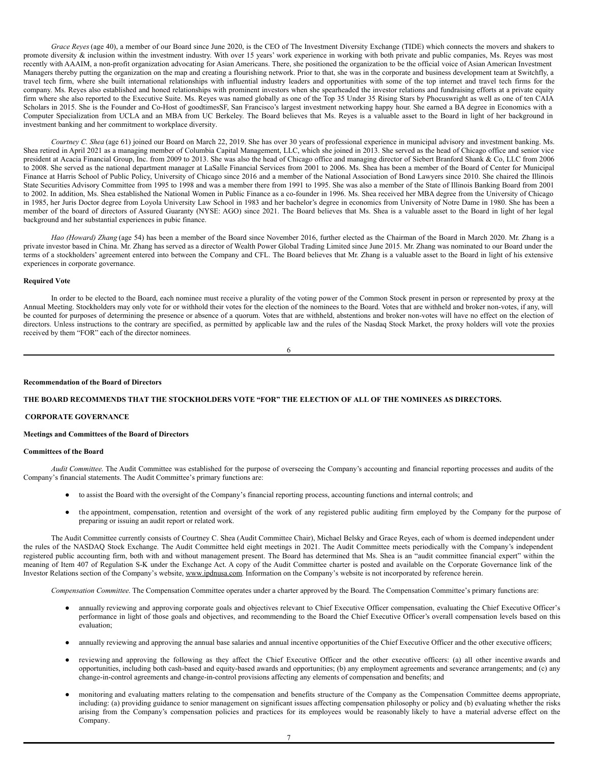*Grace Reyes* (age 40), a member of our Board since June 2020, is the CEO of The Investment Diversity Exchange (TIDE) which connects the movers and shakers to promote diversity & inclusion within the investment industry. With over 15 years' work experience in working with both private and public companies, Ms. Reyes was most recently with AAAIM, a non-profit organization advocating for Asian Americans. There, she positioned the organization to be the official voice of Asian American Investment Managers thereby putting the organization on the map and creating a flourishing network. Prior to that, she was in the corporate and business development team at Switchfly, a travel tech firm, where she built international relationships with influential industry leaders and opportunities with some of the top internet and travel tech firms for the company. Ms. Reyes also established and honed relationships with prominent investors when she spearheaded the investor relations and fundraising efforts at a private equity firm where she also reported to the Executive Suite. Ms. Reyes was named globally as one of the Top 35 Under 35 Rising Stars by Phocuswright as well as one of ten CAIA Scholars in 2015. She is the Founder and Co-Host of goodtimesSF, San Francisco's largest investment networking happy hour. She earned a BA degree in Economics with a Computer Specialization from UCLA and an MBA from UC Berkeley. The Board believes that Ms. Reyes is a valuable asset to the Board in light of her background in investment banking and her commitment to workplace diversity.

*Courtney C. Shea* (age 61) joined our Board on March 22, 2019. She has over 30 years of professional experience in municipal advisory and investment banking. Ms. Shea retired in April 2021 as a managing member of Columbia Capital Management, LLC, which she joined in 2013. She served as the head of Chicago office and senior vice president at Acacia Financial Group, Inc. from 2009 to 2013. She was also the head of Chicago office and managing director of Siebert Branford Shank & Co, LLC from 2006 to 2008. She served as the national department manager at LaSalle Financial Services from 2001 to 2006. Ms. Shea has been a member of the Board of Center for Municipal Finance at Harris School of Public Policy, University of Chicago since 2016 and a member of the National Association of Bond Lawyers since 2010. She chaired the Illinois State Securities Advisory Committee from 1995 to 1998 and was a member there from 1991 to 1995. She was also a member of the State of Illinois Banking Board from 2001 to 2002. In addition, Ms. Shea established the National Women in Public Finance as a co-founder in 1996. Ms. Shea received her MBA degree from the University of Chicago in 1985, her Juris Doctor degree from Loyola University Law School in 1983 and her bachelor's degree in economics from University of Notre Dame in 1980. She has been a member of the board of directors of Assured Guaranty (NYSE: AGO) since 2021. The Board believes that Ms. Shea is a valuable asset to the Board in light of her legal background and her substantial experiences in pubic finance.

*Hao (Howard) Zhang* (age 54) has been a member of the Board since November 2016, further elected as the Chairman of the Board in March 2020. Mr. Zhang is a private investor based in China. Mr. Zhang has served as a director of Wealth Power Global Trading Limited since June 2015. Mr. Zhang was nominated to our Board under the terms of a stockholders' agreement entered into between the Company and CFL. The Board believes that Mr. Zhang is a valuable asset to the Board in light of his extensive experiences in corporate governance.

**Required Vote**

In order to be elected to the Board, each nominee must receive a plurality of the voting power of the Common Stock present in person or represented by proxy at the Annual Meeting. Stockholders may only vote for or withhold their votes for the election of the nominees to the Board. Votes that are withheld and broker non-votes, if any, will be counted for purposes of determining the presence or absence of a quorum. Votes that are withheld, abstentions and broker non-votes will have no effect on the election of directors. Unless instructions to the contrary are specified, as permitted by applicable law and the rules of the Nasdaq Stock Market, the proxy holders will vote the proxies received by them "FOR" each of the director nominees.

**Recommendation of the Board of Directors**

**THE BOARD RECOMMENDS THAT THE STOCKHOLDERS VOTE "FOR" THE ELECTION OF ALL OF THE NOMINEES AS DIRECTORS.**

## CORPORATE GOVERNANCE

### Meetings and Committees of the Board of Directors

### Committees of the Board

*Audit Committee.* The Audit Committee was established for the purpose of overseeing the Company's accounting and financial reporting processes and audits of the Company's financial statements. The Audit Committee's primary functions are:

- to assist the Board with the oversight of the Company's financial reporting process, accounting functions and internal controls; and
- the appointment, compensation, retention and oversight of the work of any registered public auditing firm employed by the Company for the purpose of preparing or issuing an audit report or related work.

The Audit Committee currently consists of Courtney C. Shea (Audit Committee Chair), Michael Belsky and Grace Reyes, each of whom is deemed independent under the rules of the NASDAQ Stock Exchange. The Audit Committee held eight meetings in 2021. The Audit Committee meets periodically with the Company's independent registered public accounting firm, both with and without management present. The Board has determined that Ms. Shea is an "audit committee financial expert" within the meaning of Item 407 of Regulation S-K under the Exchange Act. A copy of the Audit Committee charter is posted and available on the Corporate Governance link of the Investor Relations section of the Company's website, www.ipdnusa.com. Information on the Company's website is not incorporated by reference herein.

*Compensation Committee.* The Compensation Committee operates under a charter approved by the Board. The Compensation Committee's primary functions are:

- annually reviewing and approving corporate goals and objectives relevant to Chief Executive Officer compensation, evaluating the Chief Executive Officer's performance in light of those goals and objectives, and recommending to the Board the Chief Executive Officer's overall compensation levels based on this evaluation;
- annually reviewing and approving the annual base salaries and annual incentive opportunities of the Chief Executive Officer and the other executive officers;
- reviewing and approving the following as they affect the Chief Executive Officer and the other executive officers: (a) all other incentive awards and opportunities, including both cash-based and equity-based awards and opportunities; (b) any employment agreements and severance arrangements; and (c) any change-in-control agreements and change-in-control provisions affecting any elements of compensation and benefits; and
- monitoring and evaluating matters relating to the compensation and benefits structure of the Company as the Compensation Committee deems appropriate, including: (a) providing guidance to senior management on significant issues affecting compensation philosophy or policy and (b) evaluating whether the risks arising from the Company's compensation policies and practices for its employees would be reasonably likely to have a material adverse effect on the Company.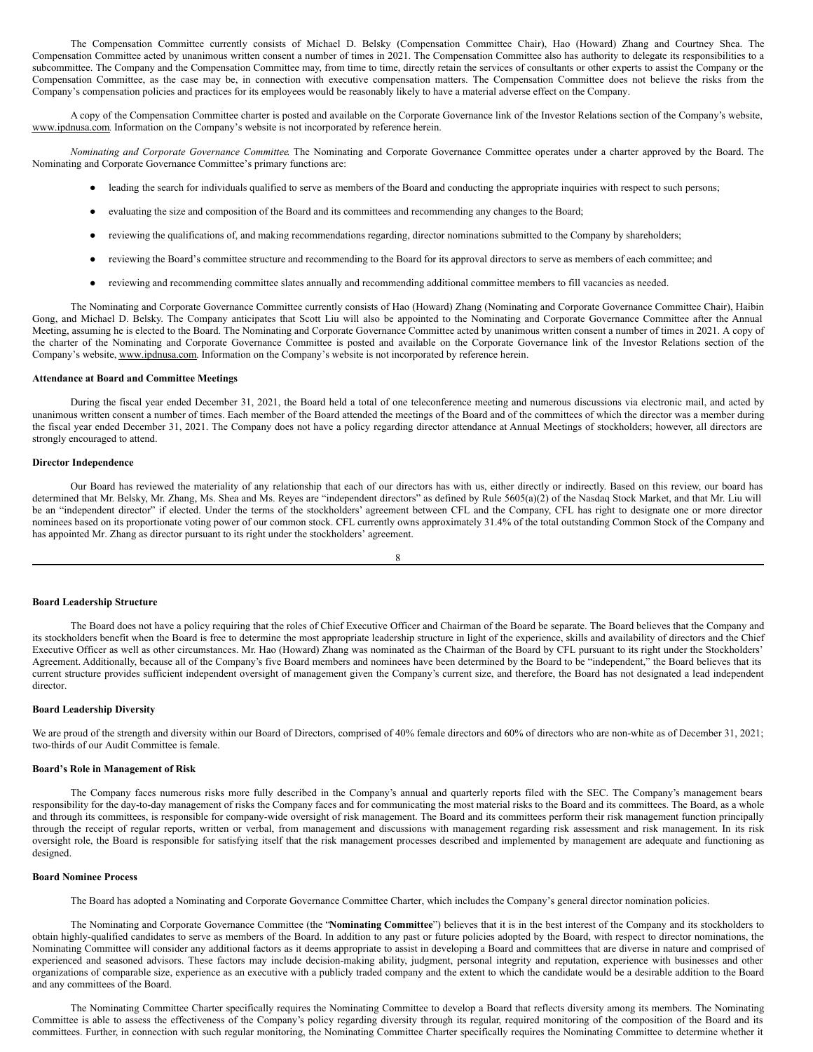The Compensation Committee currently consists of Michael D. Belsky (Compensation Committee Chair), Hao (Howard) Zhang and Courtney Shea. The Compensation Committee acted by unanimous written consent a number of times in 2021. The Compensation Committee also has authority to delegate its responsibilities to a subcommittee. The Company and the Compensation Committee may, from time to time, directly retain the services of consultants or other experts to assist the Company or the Compensation Committee, as the case may be, in connection with executive compensation matters. The Compensation Committee does not believe the risks from the Company's compensation policies and practices for its employees would be reasonably likely to have a material adverse effect on the Company.

A copy of the Compensation Committee charter is posted and available on the Corporate Governance link of the Investor Relations section of the Company's website, www.ipdnusa.com. Information on the Company's website is not incorporated by reference herein.

*Nominating and Corporate Governance Committee*. The Nominating and Corporate Governance Committee operates under a charter approved by the Board. The Nominating and Corporate Governance Committee's primary functions are:

- leading the search for individuals qualified to serve as members of the Board and conducting the appropriate inquiries with respect to such persons;
- evaluating the size and composition of the Board and its committees and recommending any changes to the Board;
- reviewing the qualifications of, and making recommendations regarding, director nominations submitted to the Company by shareholders;
- reviewing the Board's committee structure and recommending to the Board for its approval directors to serve as members of each committee; and
- reviewing and recommending committee slates annually and recommending additional committee members to fill vacancies as needed.

The Nominating and Corporate Governance Committee currently consists of Hao (Howard) Zhang (Nominating and Corporate Governance Committee Chair), Haibin Gong, and Michael D. Belsky. The Company anticipates that Scott Liu will also be appointed to the Nominating and Corporate Governance Committee after the Annual Meeting, assuming he is elected to the Board. The Nominating and Corporate Governance Committee acted by unanimous written consent a number of times in 2021. A copy of the charter of the Nominating and Corporate Governance Committee is posted and available on the Corporate Governance link of the Investor Relations section of the Company's website, www.ipdnusa.com. Information on the Company's website is not incorporated by reference herein.

**Attendance at Board and Committee Meetings**

During the fiscal year ended December 31, 2021, the Board held a total of one teleconference meeting and numerous discussions via electronic mail, and acted by unanimous written consent a number of times. Each member of the Board attended the meetings of the Board and of the committees of which the director was a member during the fiscal year ended December 31, 2021. The Company does not have a policy regarding director attendance at Annual Meetings of stockholders; however, all directors are strongly encouraged to attend.

**Director Independence**

Our Board has reviewed the materiality of any relationship that each of our directors has with us, either directly or indirectly. Based on this review, our board has determined that Mr. Belsky, Mr. Zhang, Ms. Shea and Ms. Reyes are "independent directors" as defined by Rule 5605(a)(2) of the Nasdaq Stock Market, and that Mr. Liu will be an "independent director" if elected. Under the terms of the stockholders' agreement between CFL and the Company, CFL has right to designate one or more director nominees based on its proportionate voting power of our common stock. CFL currently owns approximately 31.4% of the total outstanding Common Stock of the Company and has appointed Mr. Zhang as director pursuant to its right under the stockholders' agreement.

**Board Leadership Structure**

The Board does not have a policy requiring that the roles of Chief Executive Officer and Chairman of the Board be separate. The Board believes that the Company and its stockholders benefit when the Board is free to determine the most appropriate leadership structure in light of the experience, skills and availability of directors and the Chief Executive Officer as well as other circumstances. Mr. Hao (Howard) Zhang was nominated as the Chairman of the Board by CFL pursuant to its right under the Stockholders' Agreement. Additionally, because all of the Company's five Board members and nominees have been determined by the Board to be "independent," the Board believes that its current structure provides sufficient independent oversight of management given the Company's current size, and therefore, the Board has not designated a lead independent director.

**Board Leadership Diversity**

We are proud of the strength and diversity within our Board of Directors, comprised of 40% female directors and 60% of directors who are non-white as of December 31, 2021; two-thirds of our Audit Committee is female.

**Board's Role in Management of Risk**

The Company faces numerous risks more fully described in the Company's annual and quarterly reports filed with the SEC. The Company's management bears responsibility for the day-to-day management of risks the Company faces and for communicating the most material risks to the Board and its committees. The Board, as a whole and through its committees, is responsible for company-wide oversight of risk management. The Board and its committees perform their risk management function principally through the receipt of regular reports, written or verbal, from management and discussions with management regarding risk assessment and risk management. In its risk oversight role, the Board is responsible for satisfying itself that the risk management processes described and implemented by management are adequate and functioning as designed.

**Board Nominee Process**

The Board has adopted a Nominating and Corporate Governance Committee Charter, which includes the Company's general director nomination policies.

The Nominating and Corporate Governance Committee (the "**Nominating Committee**") believes that it is in the best interest of the Company and its stockholders to obtain highly-qualified candidates to serve as members of the Board. In addition to any past or future policies adopted by the Board, with respect to director nominations, the Nominating Committee will consider any additional factors as it deems appropriate to assist in developing a Board and committees that are diverse in nature and comprised of experienced and seasoned advisors. These factors may include decision-making ability, judgment, personal integrity and reputation, experience with businesses and other organizations of comparable size, experience as an executive with a publicly traded company and the extent to which the candidate would be a desirable addition to the Board and any committees of the Board.

The Nominating Committee Charter specifically requires the Nominating Committee to develop a Board that reflects diversity among its members. The Nominating Committee is able to assess the effectiveness of the Company's policy regarding diversity through its regular, required monitoring of the composition of the Board and its committees. Further, in connection with such regular monitoring, the Nominating Committee Charter specifically requires the Nominating Committee to determine whether it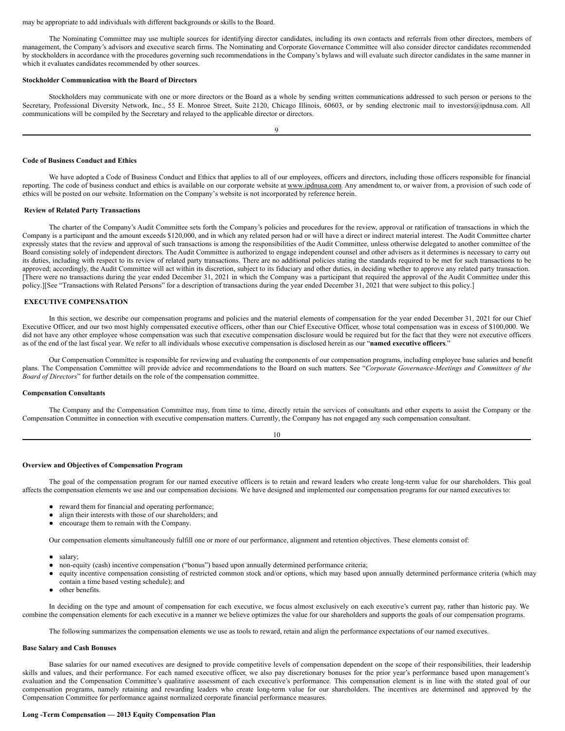may be appropriate to add individuals with different backgrounds or skills to the Board.

The Nominating Committee may use multiple sources for identifying director candidates, including its own contacts and referrals from other directors, members of management, the Company's advisors and executive search firms. The Nominating and Corporate Governance Committee will also consider director candidates recommended by stockholders in accordance with the procedures governing such recommendations in the Company's bylaws and will evaluate such director candidates in the same manner in which it evaluates candidates recommended by other sources.

**Stockholder Communication with the Board of Directors**

Stockholders may communicate with one or more directors or the Board as a whole by sending written communications addressed to such person or persons to the Secretary, Professional Diversity Network, Inc., 55 E. Monroe Street, Suite 2120, Chicago Illinois, 60603, or by sending electronic mail to investors@ipdnusa.com. All communications will be compiled by the Secretary and relayed to the applicable director or directors.

**Code of Business Conduct and Ethics**

We have adopted a Code of Business Conduct and Ethics that applies to all of our employees, officers and directors, including those officers responsible for financial reporting. The code of business conduct and ethics is available on our corporate website at www.ipdnusa.com. Any amendment to, or waiver from, a provision of such code of ethics will be posted on our website. Information on the Company's website is not incorporated by reference herein.

**Review of Related Party Transactions**

The charter of the Company's Audit Committee sets forth the Company's policies and procedures for the review, approval or ratification of transactions in which the Company is a participant and the amount exceeds $120,000, and in which any related person had or will have a direct or indirect material interest. The Audit Committee charter expressly states that the review and approval of such transactions is among the responsibilities of the Audit Committee, unless otherwise delegated to another committee of the Board consisting solely of independent directors. The Audit Committee is authorized to engage independent counsel and other advisers as it determines is necessary to carry out its duties, including with respect to its review of related party transactions. There are no additional policies stating the standards required to be met for such transactions to be approved; accordingly, the Audit Committee will act within its discretion, subject to its fiduciary and other duties, in deciding whether to approve any related party transaction. [There were no transactions during the year ended December 31, 2021 in which the Company was a participant that required the approval of the Audit Committee under this policy.][See "Transactions with Related Persons" for a description of transactions during the year ended December 31, 2021 that were subject to this policy.]

**EXECUTIVE COMPENSATION**

In this section, we describe our compensation programs and policies and the material elements of compensation for the year ended December 31, 2021 for our Chief Executive Officer, and our two most highly compensated executive officers, other than our Chief Executive Officer, whose total compensation was in excess of $100,000. We did not have any other employee whose compensation was such that executive compensation disclosure would be required but for the fact that they were not executive officers as of the end of the last fiscal year. We refer to all individuals whose executive compensation is disclosed herein as our "**named executive officers**."

Our Compensation Committee is responsible for reviewing and evaluating the components of our compensation programs, including employee base salaries and benefit plans. The Compensation Committee will provide advice and recommendations to the Board on such matters. See "*Corporate Governance-Meetings and Committees of the Board of Directors*" for further details on the role of the compensation committee.

**Compensation Consultants**

The Company and the Compensation Committee may, from time to time, directly retain the services of consultants and other experts to assist the Company or the Compensation Committee in connection with executive compensation matters. Currently, the Company has not engaged any such compensation consultant.

**Overview and Objectives of Compensation Program**

The goal of the compensation program for our named executive officers is to retain and reward leaders who create long-term value for our shareholders. This goal affects the compensation elements we use and our compensation decisions. We have designed and implemented our compensation programs for our named executives to:

- reward them for financial and operating performance;
- align their interests with those of our shareholders; and
- encourage them to remain with the Company.

Our compensation elements simultaneously fulfill one or more of our performance, alignment and retention objectives. These elements consist of:

- salary;
- non-equity (cash) incentive compensation ("bonus") based upon annually determined performance criteria;
- equity incentive compensation consisting of restricted common stock and/or options, which may based upon annually determined performance criteria (which may contain a time based vesting schedule); and
- other benefits.

In deciding on the type and amount of compensation for each executive, we focus almost exclusively on each executive's current pay, rather than historic pay. We combine the compensation elements for each executive in a manner we believe optimizes the value for our shareholders and supports the goals of our compensation programs.

The following summarizes the compensation elements we use as tools to reward, retain and align the performance expectations of our named executives.

**Base Salary and Cash Bonuses**

Base salaries for our named executives are designed to provide competitive levels of compensation dependent on the scope of their responsibilities, their leadership skills and values, and their performance. For each named executive officer, we also pay discretionary bonuses for the prior year's performance based upon management's evaluation and the Compensation Committee's qualitative assessment of each executive's performance. This compensation element is in line with the stated goal of our compensation programs, namely retaining and rewarding leaders who create long-term value for our shareholders. The incentives are determined and approved by the Compensation Committee for performance against normalized corporate financial performance measures.

**Long -Term Compensation — 2013 Equity Compensation Plan**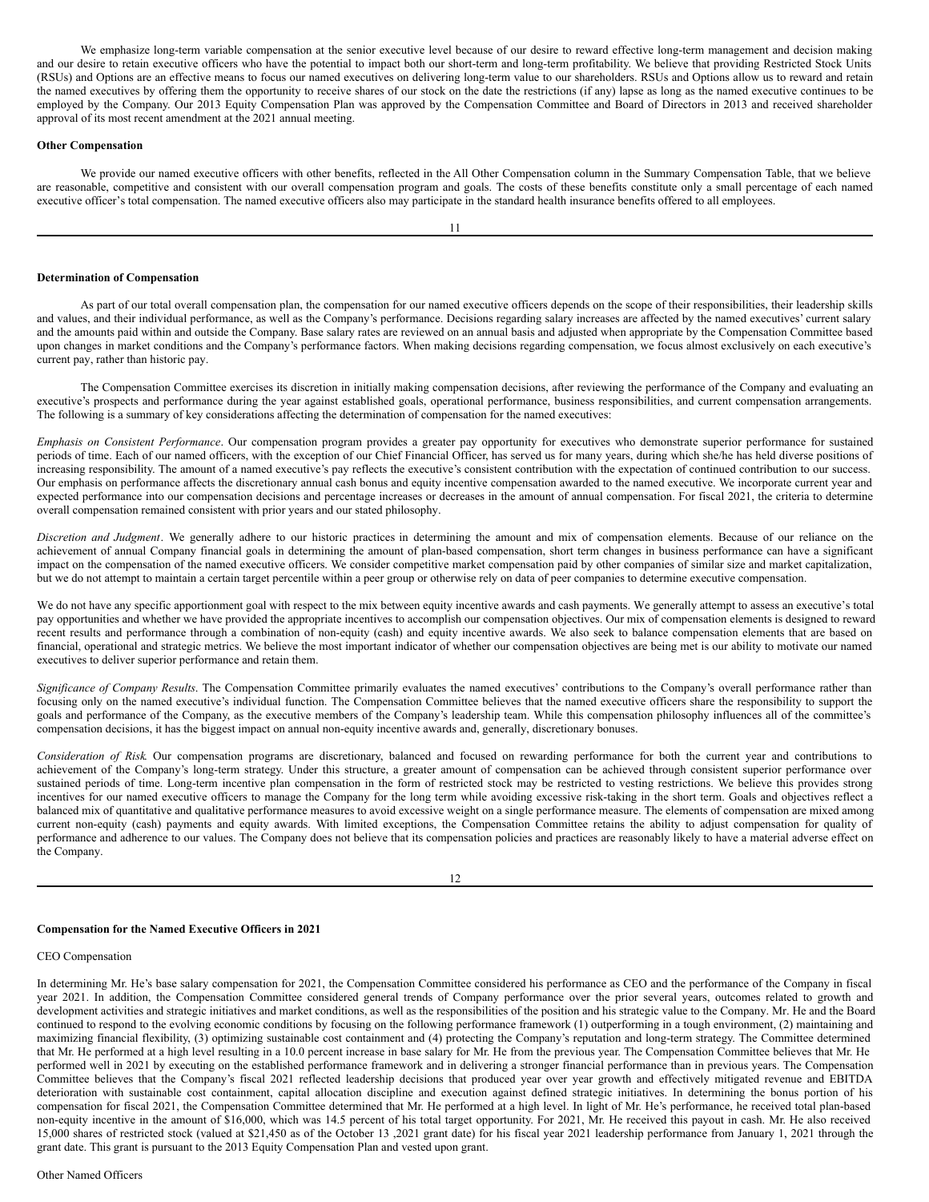We emphasize long-term variable compensation at the senior executive level because of our desire to reward effective long-term management and decision making and our desire to retain executive officers who have the potential to impact both our short-term and long-term profitability. We believe that providing Restricted Stock Units (RSUs) and Options are an effective means to focus our named executives on delivering long-term value to our shareholders. RSUs and Options allow us to reward and retain the named executives by offering them the opportunity to receive shares of our stock on the date the restrictions (if any) lapse as long as the named executive continues to be employed by the Company. Our 2013 Equity Compensation Plan was approved by the Compensation Committee and Board of Directors in 2013 and received shareholder approval of its most recent amendment at the 2021 annual meeting.

**Other Compensation**

We provide our named executive officers with other benefits, reflected in the All Other Compensation column in the Summary Compensation Table, that we believe are reasonable, competitive and consistent with our overall compensation program and goals. The costs of these benefits constitute only a small percentage of each named executive officer's total compensation. The named executive officers also may participate in the standard health insurance benefits offered to all employees.

**Determination of Compensation**

As part of our total overall compensation plan, the compensation for our named executive officers depends on the scope of their responsibilities, their leadership skills and values, and their individual performance, as well as the Company's performance. Decisions regarding salary increases are affected by the named executives' current salary and the amounts paid within and outside the Company. Base salary rates are reviewed on an annual basis and adjusted when appropriate by the Compensation Committee based upon changes in market conditions and the Company's performance factors. When making decisions regarding compensation, we focus almost exclusively on each executive's current pay, rather than historic pay.

The Compensation Committee exercises its discretion in initially making compensation decisions, after reviewing the performance of the Company and evaluating an executive's prospects and performance during the year against established goals, operational performance, business responsibilities, and current compensation arrangements. The following is a summary of key considerations affecting the determination of compensation for the named executives:

*Emphasis on Consistent Performance*. Our compensation program provides a greater pay opportunity for executives who demonstrate superior performance for sustained periods of time. Each of our named officers, with the exception of our Chief Financial Officer, has served us for many years, during which she/he has held diverse positions of increasing responsibility. The amount of a named executive's pay reflects the executive's consistent contribution with the expectation of continued contribution to our success. Our emphasis on performance affects the discretionary annual cash bonus and equity incentive compensation awarded to the named executive. We incorporate current year and expected performance into our compensation decisions and percentage increases or decreases in the amount of annual compensation. For fiscal 2021, the criteria to determine overall compensation remained consistent with prior years and our stated philosophy.

*Discretion and Judgment*. We generally adhere to our historic practices in determining the amount and mix of compensation elements. Because of our reliance on the achievement of annual Company financial goals in determining the amount of plan-based compensation, short term changes in business performance can have a significant impact on the compensation of the named executive officers. We consider competitive market compensation paid by other companies of similar size and market capitalization, but we do not attempt to maintain a certain target percentile within a peer group or otherwise rely on data of peer companies to determine executive compensation.

We do not have any specific apportionment goal with respect to the mix between equity incentive awards and cash payments. We generally attempt to assess an executive's total pay opportunities and whether we have provided the appropriate incentives to accomplish our compensation objectives. Our mix of compensation elements is designed to reward recent results and performance through a combination of non-equity (cash) and equity incentive awards. We also seek to balance compensation elements that are based on financial, operational and strategic metrics. We believe the most important indicator of whether our compensation objectives are being met is our ability to motivate our named executives to deliver superior performance and retain them.

*Significance of Company Results*. The Compensation Committee primarily evaluates the named executives' contributions to the Company's overall performance rather than focusing only on the named executive's individual function. The Compensation Committee believes that the named executive officers share the responsibility to support the goals and performance of the Company, as the executive members of the Company's leadership team. While this compensation philosophy influences all of the committee's compensation decisions, it has the biggest impact on annual non-equity incentive awards and, generally, discretionary bonuses.

*Consideration of Risk*. Our compensation programs are discretionary, balanced and focused on rewarding performance for both the current year and contributions to achievement of the Company's long-term strategy. Under this structure, a greater amount of compensation can be achieved through consistent superior performance over sustained periods of time. Long-term incentive plan compensation in the form of restricted stock may be restricted to vesting restrictions. We believe this provides strong incentives for our named executive officers to manage the Company for the long term while avoiding excessive risk-taking in the short term. Goals and objectives reflect a balanced mix of quantitative and qualitative performance measures to avoid excessive weight on a single performance measure. The elements of compensation are mixed among current non-equity (cash) payments and equity awards. With limited exceptions, the Compensation Committee retains the ability to adjust compensation for quality of performance and adherence to our values. The Company does not believe that its compensation policies and practices are reasonably likely to have a material adverse effect on the Company.

**Compensation for the Named Executive Officers in 2021**

CEO Compensation

In determining Mr. He's base salary compensation for 2021, the Compensation Committee considered his performance as CEO and the performance of the Company in fiscal year 2021. In addition, the Compensation Committee considered general trends of Company performance over the prior several years, outcomes related to growth and development activities and strategic initiatives and market conditions, as well as the responsibilities of the position and his strategic value to the Company. Mr. He and the Board continued to respond to the evolving economic conditions by focusing on the following performance framework (1) outperforming in a tough environment, (2) maintaining and maximizing financial flexibility, (3) optimizing sustainable cost containment and (4) protecting the Company's reputation and long-term strategy. The Committee determined that Mr. He performed at a high level resulting in a 10.0 percent increase in base salary for Mr. He from the previous year. The Compensation Committee believes that Mr. He performed well in 2021 by executing on the established performance framework and in delivering a stronger financial performance than in previous years. The Compensation Committee believes that the Company's fiscal 2021 reflected leadership decisions that produced year over year growth and effectively mitigated revenue and EBITDA deterioration with sustainable cost containment, capital allocation discipline and execution against defined strategic initiatives. In determining the bonus portion of his compensation for fiscal 2021, the Compensation Committee determined that Mr. He performed at a high level. In light of Mr. He's performance, he received total plan-based non-equity incentive in the amount of $16,000, which was 14.5 percent of his total target opportunity. For 2021, Mr. He received this payout in cash. Mr. He also received 15,000 shares of restricted stock (valued at $21,450 as of the October 13 ,2021 grant date) for his fiscal year 2021 leadership performance from January 1, 2021 through the grant date. This grant is pursuant to the 2013 Equity Compensation Plan and vested upon grant.

Other Named Officers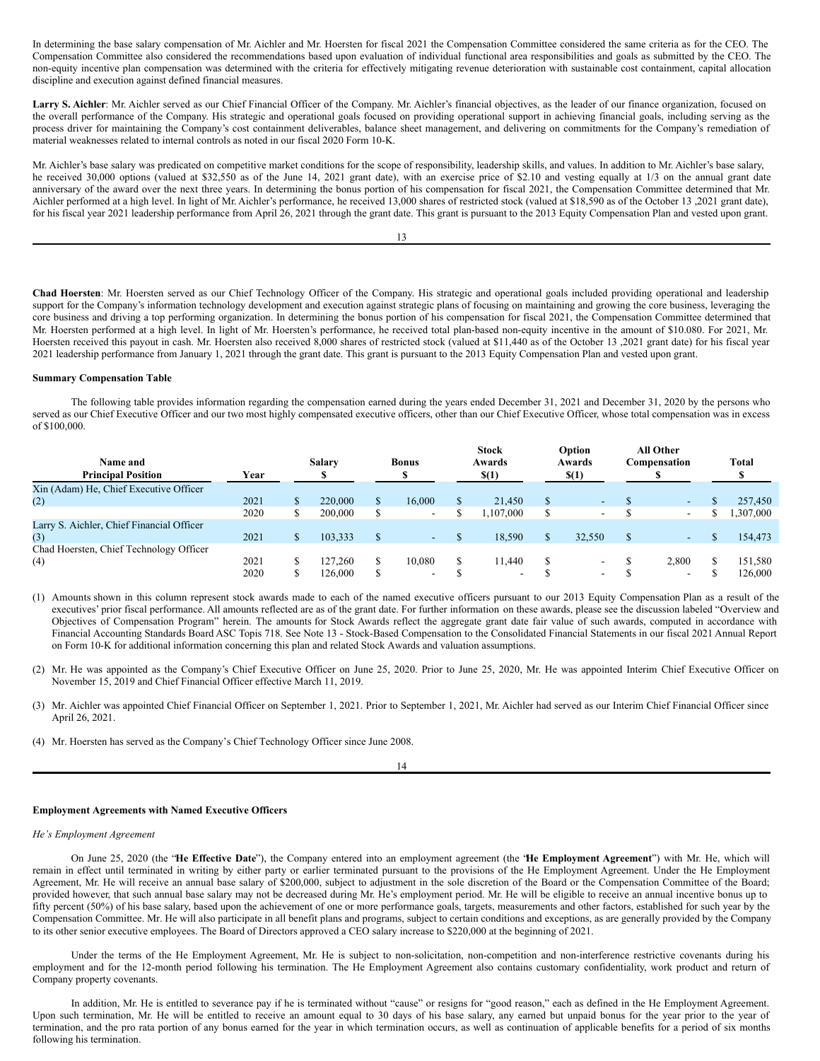In determining the base salary compensation of Mr. Aichler and Mr. Hoersten for fiscal 2021 the Compensation Committee considered the same criteria as for the CEO. The Compensation Committee also considered the recommendations based upon evaluation of individual functional area responsibilities and goals as submitted by the CEO. The non-equity incentive plan compensation was determined with the criteria for effectively mitigating revenue deterioration with sustainable cost containment, capital allocation discipline and execution against defined financial measures.

**Larry S. Aichler**: Mr. Aichler served as our Chief Financial Officer of the Company. Mr. Aichler's financial objectives, as the leader of our finance organization, focused on the overall performance of the Company. His strategic and operational goals focused on providing operational support in achieving financial goals, including serving as the process driver for maintaining the Company's cost containment deliverables, balance sheet management, and delivering on commitments for the Company's remediation of material weaknesses related to internal controls as noted in our fiscal 2020 Form 10-K.

Mr. Aichler's base salary was predicated on competitive market conditions for the scope of responsibility, leadership skills, and values. In addition to Mr. Aichler's base salary, he received 30,000 options (valued at $32,550 as of the June 14, 2021 grant date), with an exercise price of $2.10 and vesting equally at 1/3 on the annual grant date anniversary of the award over the next three years. In determining the bonus portion of his compensation for fiscal 2021, the Compensation Committee determined that Mr. Aichler performed at a high level. In light of Mr. Aichler's performance, he received 13,000 shares of restricted stock (valued at $18,590 as of the October 13 ,2021 grant date), for his fiscal year 2021 leadership performance from April 26, 2021 through the grant date. This grant is pursuant to the 2013 Equity Compensation Plan and vested upon grant.

**Chad Hoersten**: Mr. Hoersten served as our Chief Technology Officer of the Company. His strategic and operational goals included providing operational and leadership support for the Company's information technology development and execution against strategic plans of focusing on maintaining and growing the core business, leveraging the core business and driving a top performing organization. In determining the bonus portion of his compensation for fiscal 2021, the Compensation Committee determined that Mr. Hoersten performed at a high level. In light of Mr. Hoersten's performance, he received total plan-based non-equity incentive in the amount of $10.080. For 2021, Mr. Hoersten received this payout in cash. Mr. Hoersten also received 8,000 shares of restricted stock (valued at $11,440 as of the October 13 ,2021 grant date) for his fiscal year 2021 leadership performance from January 1, 2021 through the grant date. This grant is pursuant to the 2013 Equity Compensation Plan and vested upon grant.

**Summary Compensation Table**

The following table provides information regarding the compensation earned during the years ended December 31, 2021 and December 31, 2020 by the persons who served as our Chief Executive Officer and our two most highly compensated executive officers, other than our Chief Executive Officer, whose total compensation was in excess of $100,000.

| Name and Principal Position | Year | Salary $ | Bonus $ | Stock Awards $(1) | Option Awards $(1) | All Other Compensation $ | Total $ |
|---|---|---|---|---|---|---|---|
| Xin (Adam) He, Chief Executive Officer (2) | 2021 | $ 220,000 | $ 16,000 | $ 21,450 | $ - | $ - | $ 257,450 |
| | 2020 | $ 200,000 | $ - | $ 1,107,000 | $ - | $ - | $ 1,307,000 |
| Larry S. Aichler, Chief Financial Officer (3) | 2021 | $ 103,333 | $ - | $ 18,590 | $ 32,550 | $ - | $ 154,473 |
| Chad Hoersten, Chief Technology Officer (4) | 2021 | $ 127,260 | $ 10,080 | $ 11,440 | $ - | $ 2,800 | $ 151,580 |
| | 2020 | $ 126,000 | $ - | $ - | $ - | $ - | $ 126,000 |

(1) Amounts shown in this column represent stock awards made to each of the named executive officers pursuant to our 2013 Equity Compensation Plan as a result of the executives' prior fiscal performance. All amounts reflected are as of the grant date. For further information on these awards, please see the discussion labeled "Overview and Objectives of Compensation Program" herein. The amounts for Stock Awards reflect the aggregate grant date fair value of such awards, computed in accordance with Financial Accounting Standards Board ASC Topis 718. See Note 13 - Stock-Based Compensation to the Consolidated Financial Statements in our fiscal 2021 Annual Report on Form 10-K for additional information concerning this plan and related Stock Awards and valuation assumptions.

(2) Mr. He was appointed as the Company's Chief Executive Officer on June 25, 2020. Prior to June 25, 2020, Mr. He was appointed Interim Chief Executive Officer on November 15, 2019 and Chief Financial Officer effective March 11, 2019.

(3) Mr. Aichler was appointed Chief Financial Officer on September 1, 2021. Prior to September 1, 2021, Mr. Aichler had served as our Interim Chief Financial Officer since April 26, 2021.

(4) Mr. Hoersten has served as the Company's Chief Technology Officer since June 2008.

**Employment Agreements with Named Executive Officers**

*He's Employment Agreement*

On June 25, 2020 (the "**He Effective Date**"), the Company entered into an employment agreement (the "**He Employment Agreement**") with Mr. He, which will remain in effect until terminated in writing by either party or earlier terminated pursuant to the provisions of the He Employment Agreement. Under the He Employment Agreement, Mr. He will receive an annual base salary of $200,000, subject to adjustment in the sole discretion of the Board or the Compensation Committee of the Board; provided however, that such annual base salary may not be decreased during Mr. He's employment period. Mr. He will be eligible to receive an annual incentive bonus up to fifty percent (50%) of his base salary, based upon the achievement of one or more performance goals, targets, measurements and other factors, established for such year by the Compensation Committee. Mr. He will also participate in all benefit plans and programs, subject to certain conditions and exceptions, as are generally provided by the Company to its other senior executive employees. The Board of Directors approved a CEO salary increase to $220,000 at the beginning of 2021.

Under the terms of the He Employment Agreement, Mr. He is subject to non-solicitation, non-competition and non-interference restrictive covenants during his employment and for the 12-month period following his termination. The He Employment Agreement also contains customary confidentiality, work product and return of Company property covenants.

In addition, Mr. He is entitled to severance pay if he is terminated without "cause" or resigns for "good reason," each as defined in the He Employment Agreement. Upon such termination, Mr. He will be entitled to receive an amount equal to 30 days of his base salary, any earned but unpaid bonus for the year prior to the year of termination, and the pro rata portion of any bonus earned for the year in which termination occurs, as well as continuation of applicable benefits for a period of six months following his termination.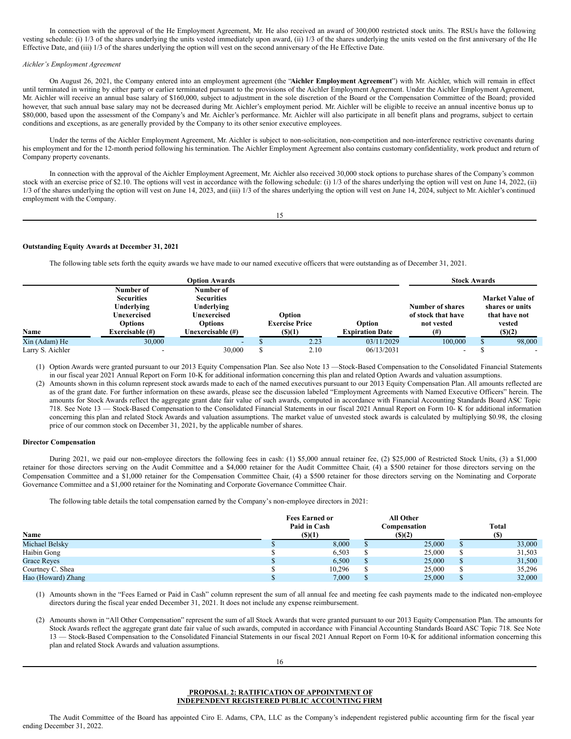In connection with the approval of the He Employment Agreement, Mr. He also received an award of 300,000 restricted stock units. The RSUs have the following vesting schedule: (i) 1/3 of the shares underlying the units vested immediately upon award, (ii) 1/3 of the shares underlying the units vested on the first anniversary of the He Effective Date, and (iii) 1/3 of the shares underlying the option will vest on the second anniversary of the He Effective Date.

*Aichler's Employment Agreement*

On August 26, 2021, the Company entered into an employment agreement (the "**Aichler Employment Agreement**") with Mr. Aichler, which will remain in effect until terminated in writing by either party or earlier terminated pursuant to the provisions of the Aichler Employment Agreement. Under the Aichler Employment Agreement, Mr. Aichler will receive an annual base salary of $160,000, subject to adjustment in the sole discretion of the Board or the Compensation Committee of the Board; provided however, that such annual base salary may not be decreased during Mr. Aichler's employment period. Mr. Aichler will be eligible to receive an annual incentive bonus up to $80,000, based upon the assessment of the Company's and Mr. Aichler's performance. Mr. Aichler will also participate in all benefit plans and programs, subject to certain conditions and exceptions, as are generally provided by the Company to its other senior executive employees.

Under the terms of the Aichler Employment Agreement, Mr. Aichler is subject to non-solicitation, non-competition and non-interference restrictive covenants during his employment and for the 12-month period following his termination. The Aichler Employment Agreement also contains customary confidentiality, work product and return of Company property covenants.

In connection with the approval of the Aichler Employment Agreement, Mr. Aichler also received 30,000 stock options to purchase shares of the Company's common stock with an exercise price of $2.10. The options will vest in accordance with the following schedule: (i) 1/3 of the shares underlying the option will vest on June 14, 2022, (ii) 1/3 of the shares underlying the option will vest on June 14, 2023, and (iii) 1/3 of the shares underlying the option will vest on June 14, 2024, subject to Mr. Aichler's continued employment with the Company.

**Outstanding Equity Awards at December 31, 2021**

The following table sets forth the equity awards we have made to our named executive officers that were outstanding as of December 31, 2021.

| | Option Awards | | | | Stock Awards | |
|---|---|---|---|---|---|---|
| Name | Number of Securities Underlying Unexercised Options Exercisable (#) | Number of Securities Underlying Unexercised Options Unexercisable (#) | Option Exercise Price ($)(1) | Option Expiration Date | Number of shares of stock that have not vested (#) | Market Value of shares or units that have not vested ($)(2) |
| Xin (Adam) He | 30,000 | - | $ 2.23 | 03/11/2029 | 100,000 | $ 98,000 |
| Larry S. Aichler | - | 30,000 | $ 2.10 | 06/13/2031 | - | $ - |

(1) Option Awards were granted pursuant to our 2013 Equity Compensation Plan. See also Note 13 —Stock-Based Compensation to the Consolidated Financial Statements in our fiscal year 2021 Annual Report on Form 10-K for additional information concerning this plan and related Option Awards and valuation assumptions.

(2) Amounts shown in this column represent stock awards made to each of the named executives pursuant to our 2013 Equity Compensation Plan. All amounts reflected are as of the grant date. For further information on these awards, please see the discussion labeled "Employment Agreements with Named Executive Officers" herein. The amounts for Stock Awards reflect the aggregate grant date fair value of such awards, computed in accordance with Financial Accounting Standards Board ASC Topic 718. See Note 13 — Stock-Based Compensation to the Consolidated Financial Statements in our fiscal 2021 Annual Report on Form 10- K for additional information concerning this plan and related Stock Awards and valuation assumptions. The market value of unvested stock awards is calculated by multiplying $0.98, the closing price of our common stock on December 31, 2021, by the applicable number of shares.

**Director Compensation**

During 2021, we paid our non-employee directors the following fees in cash: (1) $5,000 annual retainer fee, (2) $25,000 of Restricted Stock Units, (3) a $1,000 retainer for those directors serving on the Audit Committee and a $4,000 retainer for the Audit Committee Chair, (4) a $500 retainer for those directors serving on the Compensation Committee and a $1,000 retainer for the Compensation Committee Chair, (4) a $500 retainer for those directors serving on the Nominating and Corporate Governance Committee and a $1,000 retainer for the Nominating and Corporate Governance Committee Chair.

The following table details the total compensation earned by the Company's non-employee directors in 2021:

| Name | Fees Earned or Paid in Cash ($)(1) | All Other Compensation ($)(2) | Total ($) |
|---|---|---|---|
| Michael Belsky | $ 8,000 | $ 25,000 | $ 33,000 |
| Haibin Gong | $ 6,503 | $ 25,000 | $ 31,503 |
| Grace Reyes | $ 6,500 | $ 25,000 | $ 31,500 |
| Courtney C. Shea | $ 10,296 | $ 25,000 | $ 35,296 |
| Hao (Howard) Zhang | $ 7,000 | $ 25,000 | $ 32,000 |

(1) Amounts shown in the "Fees Earned or Paid in Cash" column represent the sum of all annual fee and meeting fee cash payments made to the indicated non-employee directors during the fiscal year ended December 31, 2021. It does not include any expense reimbursement.

(2) Amounts shown in "All Other Compensation" represent the sum of all Stock Awards that were granted pursuant to our 2013 Equity Compensation Plan. The amounts for Stock Awards reflect the aggregate grant date fair value of such awards, computed in accordance with Financial Accounting Standards Board ASC Topic 718. See Note 13 — Stock-Based Compensation to the Consolidated Financial Statements in our fiscal 2021 Annual Report on Form 10-K for additional information concerning this plan and related Stock Awards and valuation assumptions.

**PROPOSAL 2: RATIFICATION OF APPOINTMENT OF INDEPENDENT REGISTERED PUBLIC ACCOUNTING FIRM**

The Audit Committee of the Board has appointed Ciro E. Adams, CPA, LLC as the Company's independent registered public accounting firm for the fiscal year ending December 31, 2022.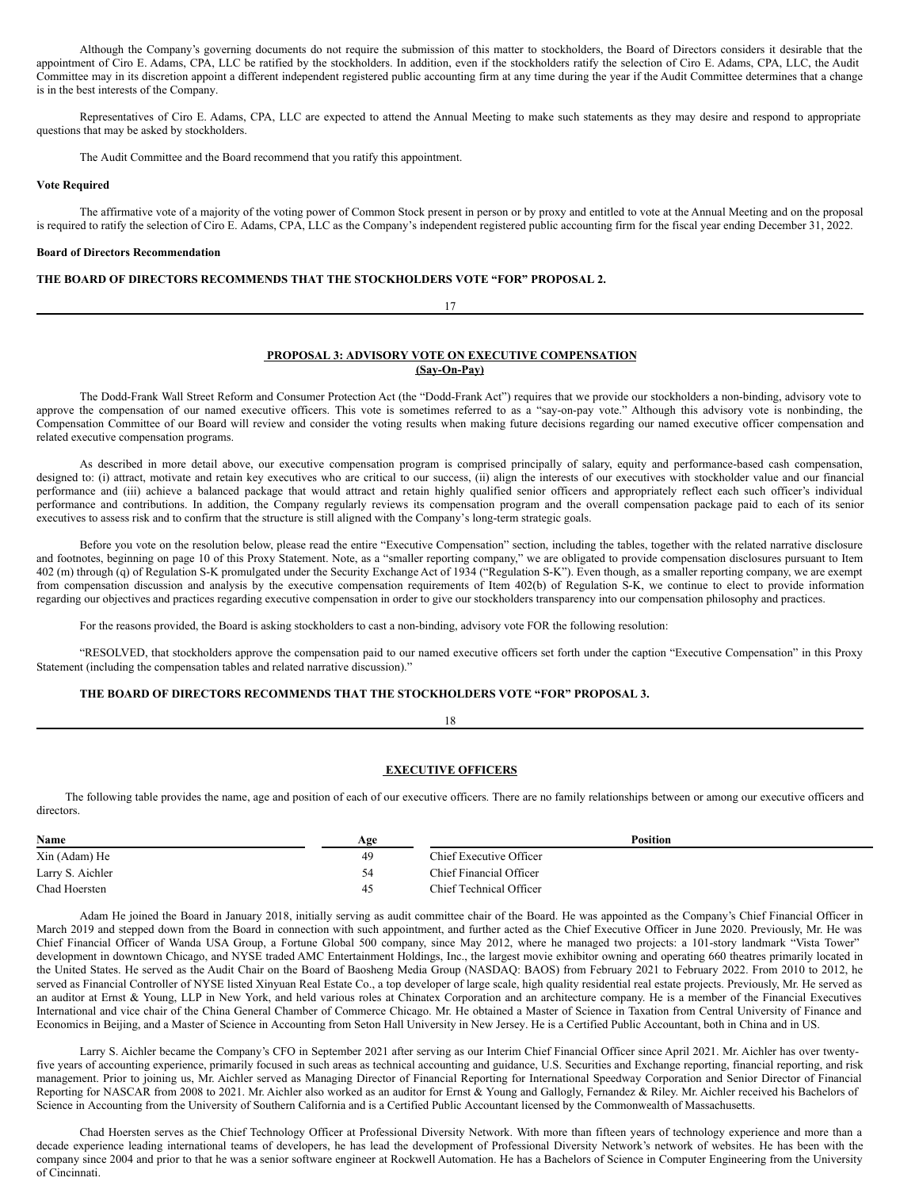Although the Company's governing documents do not require the submission of this matter to stockholders, the Board of Directors considers it desirable that the appointment of Ciro E. Adams, CPA, LLC be ratified by the stockholders. In addition, even if the stockholders ratify the selection of Ciro E. Adams, CPA, LLC, the Audit Committee may in its discretion appoint a different independent registered public accounting firm at any time during the year if the Audit Committee determines that a change is in the best interests of the Company.

Representatives of Ciro E. Adams, CPA, LLC are expected to attend the Annual Meeting to make such statements as they may desire and respond to appropriate questions that may be asked by stockholders.

The Audit Committee and the Board recommend that you ratify this appointment.

**Vote Required**

The affirmative vote of a majority of the voting power of Common Stock present in person or by proxy and entitled to vote at the Annual Meeting and on the proposal is required to ratify the selection of Ciro E. Adams, CPA, LLC as the Company's independent registered public accounting firm for the fiscal year ending December 31, 2022.

**Board of Directors Recommendation**

**THE BOARD OF DIRECTORS RECOMMENDS THAT THE STOCKHOLDERS VOTE "FOR" PROPOSAL 2.**

## PROPOSAL 3: ADVISORY VOTE ON EXECUTIVE COMPENSATION (Say-On-Pay)

The Dodd-Frank Wall Street Reform and Consumer Protection Act (the "Dodd-Frank Act") requires that we provide our stockholders a non-binding, advisory vote to approve the compensation of our named executive officers. This vote is sometimes referred to as a "say-on-pay vote." Although this advisory vote is nonbinding, the Compensation Committee of our Board will review and consider the voting results when making future decisions regarding our named executive officer compensation and related executive compensation programs.

As described in more detail above, our executive compensation program is comprised principally of salary, equity and performance-based cash compensation, designed to: (i) attract, motivate and retain key executives who are critical to our success, (ii) align the interests of our executives with stockholder value and our financial performance and (iii) achieve a balanced package that would attract and retain highly qualified senior officers and appropriately reflect each such officer's individual performance and contributions. In addition, the Company regularly reviews its compensation program and the overall compensation package paid to each of its senior executives to assess risk and to confirm that the structure is still aligned with the Company's long-term strategic goals.

Before you vote on the resolution below, please read the entire "Executive Compensation" section, including the tables, together with the related narrative disclosure and footnotes, beginning on page 10 of this Proxy Statement. Note, as a "smaller reporting company," we are obligated to provide compensation disclosures pursuant to Item 402 (m) through (q) of Regulation S-K promulgated under the Security Exchange Act of 1934 ("Regulation S-K"). Even though, as a smaller reporting company, we are exempt from compensation discussion and analysis by the executive compensation requirements of Item 402(b) of Regulation S-K, we continue to elect to provide information regarding our objectives and practices regarding executive compensation in order to give our stockholders transparency into our compensation philosophy and practices.

For the reasons provided, the Board is asking stockholders to cast a non-binding, advisory vote FOR the following resolution:

"RESOLVED, that stockholders approve the compensation paid to our named executive officers set forth under the caption "Executive Compensation" in this Proxy Statement (including the compensation tables and related narrative discussion)."

**THE BOARD OF DIRECTORS RECOMMENDS THAT THE STOCKHOLDERS VOTE "FOR" PROPOSAL 3.**

## EXECUTIVE OFFICERS

The following table provides the name, age and position of each of our executive officers. There are no family relationships between or among our executive officers and directors.

| Name | Age | Position |
|---|---|---|
| Xin (Adam) He | 49 | Chief Executive Officer |
| Larry S. Aichler | 54 | Chief Financial Officer |
| Chad Hoersten | 45 | Chief Technical Officer |

Adam He joined the Board in January 2018, initially serving as audit committee chair of the Board. He was appointed as the Company's Chief Financial Officer in March 2019 and stepped down from the Board in connection with such appointment, and further acted as the Chief Executive Officer in June 2020. Previously, Mr. He was Chief Financial Officer of Wanda USA Group, a Fortune Global 500 company, since May 2012, where he managed two projects: a 101-story landmark "Vista Tower" development in downtown Chicago, and NYSE traded AMC Entertainment Holdings, Inc., the largest movie exhibitor owning and operating 660 theatres primarily located in the United States. He served as the Audit Chair on the Board of Baosheng Media Group (NASDAQ: BAOS) from February 2021 to February 2022. From 2010 to 2012, he served as Financial Controller of NYSE listed Xinyuan Real Estate Co., a top developer of large scale, high quality residential real estate projects. Previously, Mr. He served as an auditor at Ernst & Young, LLP in New York, and held various roles at Chinatex Corporation and an architecture company. He is a member of the Financial Executives International and vice chair of the China General Chamber of Commerce Chicago. Mr. He obtained a Master of Science in Taxation from Central University of Finance and Economics in Beijing, and a Master of Science in Accounting from Seton Hall University in New Jersey. He is a Certified Public Accountant, both in China and in US.

Larry S. Aichler became the Company's CFO in September 2021 after serving as our Interim Chief Financial Officer since April 2021. Mr. Aichler has over twenty-five years of accounting experience, primarily focused in such areas as technical accounting and guidance, U.S. Securities and Exchange reporting, financial reporting, and risk management. Prior to joining us, Mr. Aichler served as Managing Director of Financial Reporting for International Speedway Corporation and Senior Director of Financial Reporting for NASCAR from 2008 to 2021. Mr. Aichler also worked as an auditor for Ernst & Young and Gallogly, Fernandez & Riley. Mr. Aichler received his Bachelors of Science in Accounting from the University of Southern California and is a Certified Public Accountant licensed by the Commonwealth of Massachusetts.

Chad Hoersten serves as the Chief Technology Officer at Professional Diversity Network. With more than fifteen years of technology experience and more than a decade experience leading international teams of developers, he has lead the development of Professional Diversity Network's network of websites. He has been with the company since 2004 and prior to that he was a senior software engineer at Rockwell Automation. He has a Bachelors of Science in Computer Engineering from the University of Cincinnati.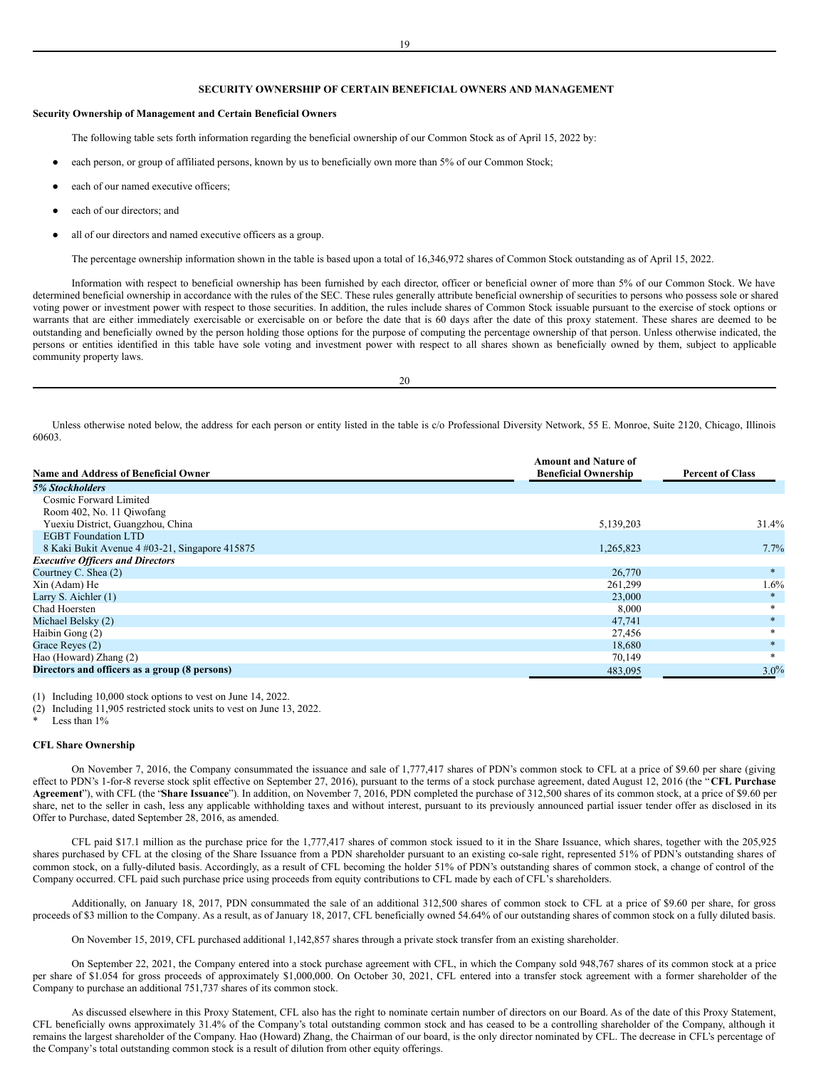## SECURITY OWNERSHIP OF CERTAIN BENEFICIAL OWNERS AND MANAGEMENT

**Security Ownership of Management and Certain Beneficial Owners**

The following table sets forth information regarding the beneficial ownership of our Common Stock as of April 15, 2022 by:

- each person, or group of affiliated persons, known by us to beneficially own more than 5% of our Common Stock;
- each of our named executive officers;
- each of our directors; and
- all of our directors and named executive officers as a group.

The percentage ownership information shown in the table is based upon a total of 16,346,972 shares of Common Stock outstanding as of April 15, 2022.

Information with respect to beneficial ownership has been furnished by each director, officer or beneficial owner of more than 5% of our Common Stock. We have determined beneficial ownership in accordance with the rules of the SEC. These rules generally attribute beneficial ownership of securities to persons who possess sole or shared voting power or investment power with respect to those securities. In addition, the rules include shares of Common Stock issuable pursuant to the exercise of stock options or warrants that are either immediately exercisable or exercisable on or before the date that is 60 days after the date of this proxy statement. These shares are deemed to be outstanding and beneficially owned by the person holding those options for the purpose of computing the percentage ownership of that person. Unless otherwise indicated, the persons or entities identified in this table have sole voting and investment power with respect to all shares shown as beneficially owned by them, subject to applicable community property laws.

Unless otherwise noted below, the address for each person or entity listed in the table is c/o Professional Diversity Network, 55 E. Monroe, Suite 2120, Chicago, Illinois 60603.

| Name and Address of Beneficial Owner | Amount and Nature of Beneficial Ownership | Percent of Class |
|---|---|---|
| ***5% Stockholders*** | | |
| Cosmic Forward Limited<br>Room 402, No. 11 Qiwofang<br>Yuexiu District, Guangzhou, China | 5,139,203 | 31.4% |
| EGBT Foundation LTD<br>8 Kaki Bukit Avenue 4 #03-21, Singapore 415875 | 1,265,823 | 7.7% |
| ***Executive Officers and Directors*** | | |
| Courtney C. Shea (2) | 26,770 | * |
| Xin (Adam) He | 261,299 | 1.6% |
| Larry S. Aichler (1) | 23,000 | * |
| Chad Hoersten | 8,000 | * |
| Michael Belsky (2) | 47,741 | * |
| Haibin Gong (2) | 27,456 | * |
| Grace Reyes (2) | 18,680 | * |
| Hao (Howard) Zhang (2) | 70,149 | * |
| **Directors and officers as a group (8 persons)** | 483,095 | 3.0% |

(1) Including 10,000 stock options to vest on June 14, 2022.

(2) Including 11,905 restricted stock units to vest on June 13, 2022.

\* Less than 1%

**CFL Share Ownership**

On November 7, 2016, the Company consummated the issuance and sale of 1,777,417 shares of PDN's common stock to CFL at a price of $9.60 per share (giving effect to PDN's 1-for-8 reverse stock split effective on September 27, 2016), pursuant to the terms of a stock purchase agreement, dated August 12, 2016 (the "**CFL Purchase Agreement**"), with CFL (the "**Share Issuance**"). In addition, on November 7, 2016, PDN completed the purchase of 312,500 shares of its common stock, at a price of $9.60 per share, net to the seller in cash, less any applicable withholding taxes and without interest, pursuant to its previously announced partial issuer tender offer as disclosed in its Offer to Purchase, dated September 28, 2016, as amended.

CFL paid $17.1 million as the purchase price for the 1,777,417 shares of common stock issued to it in the Share Issuance, which shares, together with the 205,925 shares purchased by CFL at the closing of the Share Issuance from a PDN shareholder pursuant to an existing co-sale right, represented 51% of PDN's outstanding shares of common stock, on a fully-diluted basis. Accordingly, as a result of CFL becoming the holder 51% of PDN's outstanding shares of common stock, a change of control of the Company occurred. CFL paid such purchase price using proceeds from equity contributions to CFL made by each of CFL's shareholders.

Additionally, on January 18, 2017, PDN consummated the sale of an additional 312,500 shares of common stock to CFL at a price of $9.60 per share, for gross proceeds of $3 million to the Company. As a result, as of January 18, 2017, CFL beneficially owned 54.64% of our outstanding shares of common stock on a fully diluted basis.

On November 15, 2019, CFL purchased additional 1,142,857 shares through a private stock transfer from an existing shareholder.

On September 22, 2021, the Company entered into a stock purchase agreement with CFL, in which the Company sold 948,767 shares of its common stock at a price per share of $1.054 for gross proceeds of approximately $1,000,000. On October 30, 2021, CFL entered into a transfer stock agreement with a former shareholder of the Company to purchase an additional 751,737 shares of its common stock.

As discussed elsewhere in this Proxy Statement, CFL also has the right to nominate certain number of directors on our Board. As of the date of this Proxy Statement, CFL beneficially owns approximately 31.4% of the Company's total outstanding common stock and has ceased to be a controlling shareholder of the Company, although it remains the largest shareholder of the Company. Hao (Howard) Zhang, the Chairman of our board, is the only director nominated by CFL. The decrease in CFL's percentage of the Company's total outstanding common stock is a result of dilution from other equity offerings.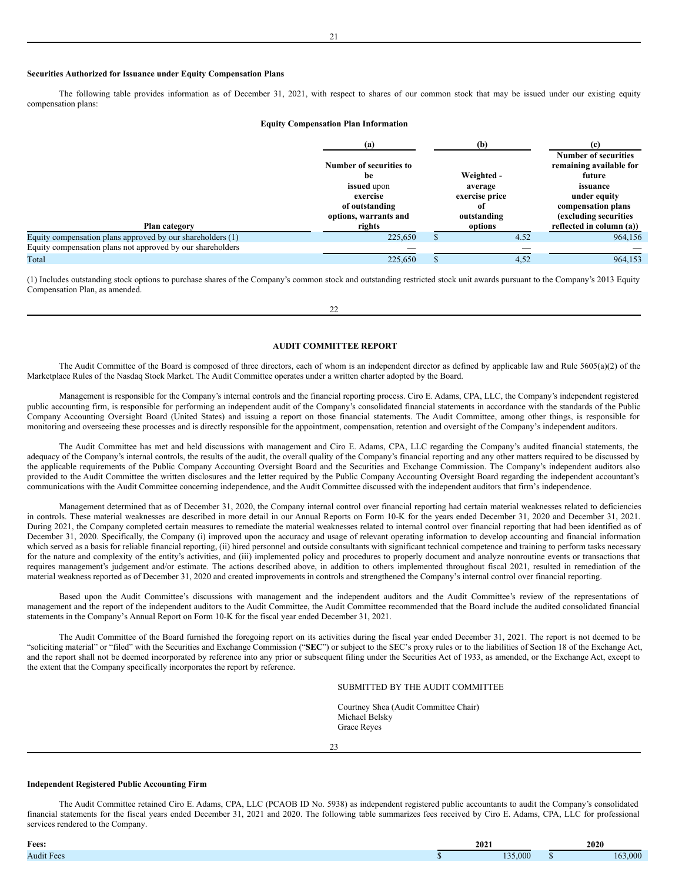**Securities Authorized for Issuance under Equity Compensation Plans**

The following table provides information as of December 31, 2021, with respect to shares of our common stock that may be issued under our existing equity compensation plans:

**Equity Compensation Plan Information**

| Plan category | (a) Number of securities to be issued upon exercise of outstanding options, warrants and rights | (b) Weighted - average exercise price of outstanding options | (c) Number of securities remaining available for future issuance under equity compensation plans (excluding securities reflected in column (a)) |
|---|---|---|---|
| Equity compensation plans approved by our shareholders (1) | 225,650 | $ 4.52 | 964,156 |
| Equity compensation plans not approved by our shareholders | — | — | — |
| Total | 225,650 | $ 4,52 | 964,153 |

(1) Includes outstanding stock options to purchase shares of the Company's common stock and outstanding restricted stock unit awards pursuant to the Company's 2013 Equity Compensation Plan, as amended.

## AUDIT COMMITTEE REPORT

The Audit Committee of the Board is composed of three directors, each of whom is an independent director as defined by applicable law and Rule 5605(a)(2) of the Marketplace Rules of the Nasdaq Stock Market. The Audit Committee operates under a written charter adopted by the Board.

Management is responsible for the Company's internal controls and the financial reporting process. Ciro E. Adams, CPA, LLC, the Company's independent registered public accounting firm, is responsible for performing an independent audit of the Company's consolidated financial statements in accordance with the standards of the Public Company Accounting Oversight Board (United States) and issuing a report on those financial statements. The Audit Committee, among other things, is responsible for monitoring and overseeing these processes and is directly responsible for the appointment, compensation, retention and oversight of the Company's independent auditors.

The Audit Committee has met and held discussions with management and Ciro E. Adams, CPA, LLC regarding the Company's audited financial statements, the adequacy of the Company's internal controls, the results of the audit, the overall quality of the Company's financial reporting and any other matters required to be discussed by the applicable requirements of the Public Company Accounting Oversight Board and the Securities and Exchange Commission. The Company's independent auditors also provided to the Audit Committee the written disclosures and the letter required by the Public Company Accounting Oversight Board regarding the independent accountant's communications with the Audit Committee concerning independence, and the Audit Committee discussed with the independent auditors that firm's independence.

Management determined that as of December 31, 2020, the Company internal control over financial reporting had certain material weaknesses related to deficiencies in controls. These material weaknesses are described in more detail in our Annual Reports on Form 10-K for the years ended December 31, 2020 and December 31, 2021. During 2021, the Company completed certain measures to remediate the material weaknesses related to internal control over financial reporting that had been identified as of December 31, 2020. Specifically, the Company (i) improved upon the accuracy and usage of relevant operating information to develop accounting and financial information which served as a basis for reliable financial reporting, (ii) hired personnel and outside consultants with significant technical competence and training to perform tasks necessary for the nature and complexity of the entity's activities, and (iii) implemented policy and procedures to properly document and analyze nonroutine events or transactions that requires management's judgement and/or estimate. The actions described above, in addition to others implemented throughout fiscal 2021, resulted in remediation of the material weakness reported as of December 31, 2020 and created improvements in controls and strengthened the Company's internal control over financial reporting.

Based upon the Audit Committee's discussions with management and the independent auditors and the Audit Committee's review of the representations of management and the report of the independent auditors to the Audit Committee, the Audit Committee recommended that the Board include the audited consolidated financial statements in the Company's Annual Report on Form 10-K for the fiscal year ended December 31, 2021.

The Audit Committee of the Board furnished the foregoing report on its activities during the fiscal year ended December 31, 2021. The report is not deemed to be "soliciting material" or "filed" with the Securities and Exchange Commission ("**SEC**") or subject to the SEC's proxy rules or to the liabilities of Section 18 of the Exchange Act, and the report shall not be deemed incorporated by reference into any prior or subsequent filing under the Securities Act of 1933, as amended, or the Exchange Act, except to the extent that the Company specifically incorporates the report by reference.

SUBMITTED BY THE AUDIT COMMITTEE

Courtney Shea (Audit Committee Chair)
Michael Belsky
Grace Reyes

**Independent Registered Public Accounting Firm**

The Audit Committee retained Ciro E. Adams, CPA, LLC (PCAOB ID No. 5938) as independent registered public accountants to audit the Company's consolidated financial statements for the fiscal years ended December 31, 2021 and 2020. The following table summarizes fees received by Ciro E. Adams, CPA, LLC for professional services rendered to the Company.

| Fees: | 2021 | 2020 |
|---|---|---|
| Audit Fees | $ 135,000 | $ 163,000 |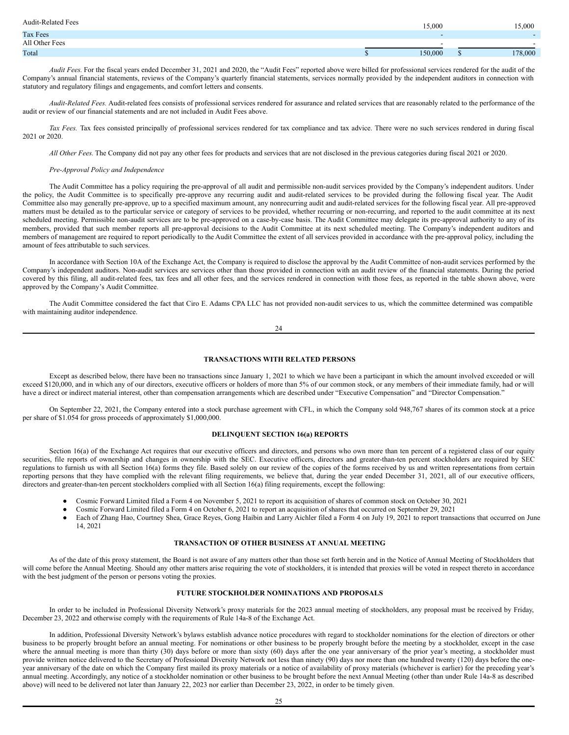| | | |
|---|---|---|
| Audit-Related Fees | 15,000 | 15,000 |
| Tax Fees | - | - |
| All Other Fees | - | - |
| Total | $ 150,000 | $ 178,000 |

*Audit Fees.* For the fiscal years ended December 31, 2021 and 2020, the "Audit Fees" reported above were billed for professional services rendered for the audit of the Company's annual financial statements, reviews of the Company's quarterly financial statements, services normally provided by the independent auditors in connection with statutory and regulatory filings and engagements, and comfort letters and consents.

*Audit-Related Fees.* Audit-related fees consists of professional services rendered for assurance and related services that are reasonably related to the performance of the audit or review of our financial statements and are not included in Audit Fees above.

*Tax Fees.* Tax fees consisted principally of professional services rendered for tax compliance and tax advice. There were no such services rendered in during fiscal 2021 or 2020.

*All Other Fees.* The Company did not pay any other fees for products and services that are not disclosed in the previous categories during fiscal 2021 or 2020.

*Pre-Approval Policy and Independence*

The Audit Committee has a policy requiring the pre-approval of all audit and permissible non-audit services provided by the Company's independent auditors. Under the policy, the Audit Committee is to specifically pre-approve any recurring audit and audit-related services to be provided during the following fiscal year. The Audit Committee also may generally pre-approve, up to a specified maximum amount, any nonrecurring audit and audit-related services for the following fiscal year. All pre-approved matters must be detailed as to the particular service or category of services to be provided, whether recurring or non-recurring, and reported to the audit committee at its next scheduled meeting. Permissible non-audit services are to be pre-approved on a case-by-case basis. The Audit Committee may delegate its pre-approval authority to any of its members, provided that such member reports all pre-approval decisions to the Audit Committee at its next scheduled meeting. The Company's independent auditors and members of management are required to report periodically to the Audit Committee the extent of all services provided in accordance with the pre-approval policy, including the amount of fees attributable to such services.

In accordance with Section 10A of the Exchange Act, the Company is required to disclose the approval by the Audit Committee of non-audit services performed by the Company's independent auditors. Non-audit services are services other than those provided in connection with an audit review of the financial statements. During the period covered by this filing, all audit-related fees, tax fees and all other fees, and the services rendered in connection with those fees, as reported in the table shown above, were approved by the Company's Audit Committee.

The Audit Committee considered the fact that Ciro E. Adams CPA LLC has not provided non-audit services to us, which the committee determined was compatible with maintaining auditor independence.

## TRANSACTIONS WITH RELATED PERSONS

Except as described below, there have been no transactions since January 1, 2021 to which we have been a participant in which the amount involved exceeded or will exceed $120,000, and in which any of our directors, executive officers or holders of more than 5% of our common stock, or any members of their immediate family, had or will have a direct or indirect material interest, other than compensation arrangements which are described under "Executive Compensation" and "Director Compensation."

On September 22, 2021, the Company entered into a stock purchase agreement with CFL, in which the Company sold 948,767 shares of its common stock at a price per share of $1.054 for gross proceeds of approximately $1,000,000.

## DELINQUENT SECTION 16(a) REPORTS

Section 16(a) of the Exchange Act requires that our executive officers and directors, and persons who own more than ten percent of a registered class of our equity securities, file reports of ownership and changes in ownership with the SEC. Executive officers, directors and greater-than-ten percent stockholders are required by SEC regulations to furnish us with all Section 16(a) forms they file. Based solely on our review of the copies of the forms received by us and written representations from certain reporting persons that they have complied with the relevant filing requirements, we believe that, during the year ended December 31, 2021, all of our executive officers, directors and greater-than-ten percent stockholders complied with all Section 16(a) filing requirements, except the following:

- Cosmic Forward Limited filed a Form 4 on November 5, 2021 to report its acquisition of shares of common stock on October 30, 2021
- Cosmic Forward Limited filed a Form 4 on October 6, 2021 to report an acquisition of shares that occurred on September 29, 2021
- Each of Zhang Hao, Courtney Shea, Grace Reyes, Gong Haibin and Larry Aichler filed a Form 4 on July 19, 2021 to report transactions that occurred on June 14, 2021

## TRANSACTION OF OTHER BUSINESS AT ANNUAL MEETING

As of the date of this proxy statement, the Board is not aware of any matters other than those set forth herein and in the Notice of Annual Meeting of Stockholders that will come before the Annual Meeting. Should any other matters arise requiring the vote of stockholders, it is intended that proxies will be voted in respect thereto in accordance with the best judgment of the person or persons voting the proxies.

## FUTURE STOCKHOLDER NOMINATIONS AND PROPOSALS

In order to be included in Professional Diversity Network's proxy materials for the 2023 annual meeting of stockholders, any proposal must be received by Friday, December 23, 2022 and otherwise comply with the requirements of Rule 14a-8 of the Exchange Act.

In addition, Professional Diversity Network's bylaws establish advance notice procedures with regard to stockholder nominations for the election of directors or other business to be properly brought before an annual meeting. For nominations or other business to be properly brought before the meeting by a stockholder, except in the case where the annual meeting is more than thirty (30) days before or more than sixty (60) days after the one year anniversary of the prior year's meeting, a stockholder must provide written notice delivered to the Secretary of Professional Diversity Network not less than ninety (90) days nor more than one hundred twenty (120) days before the one-year anniversary of the date on which the Company first mailed its proxy materials or a notice of availability of proxy materials (whichever is earlier) for the preceding year's annual meeting. Accordingly, any notice of a stockholder nomination or other business to be brought before the next Annual Meeting (other than under Rule 14a-8 as described above) will need to be delivered not later than January 22, 2023 nor earlier than December 23, 2022, in order to be timely given.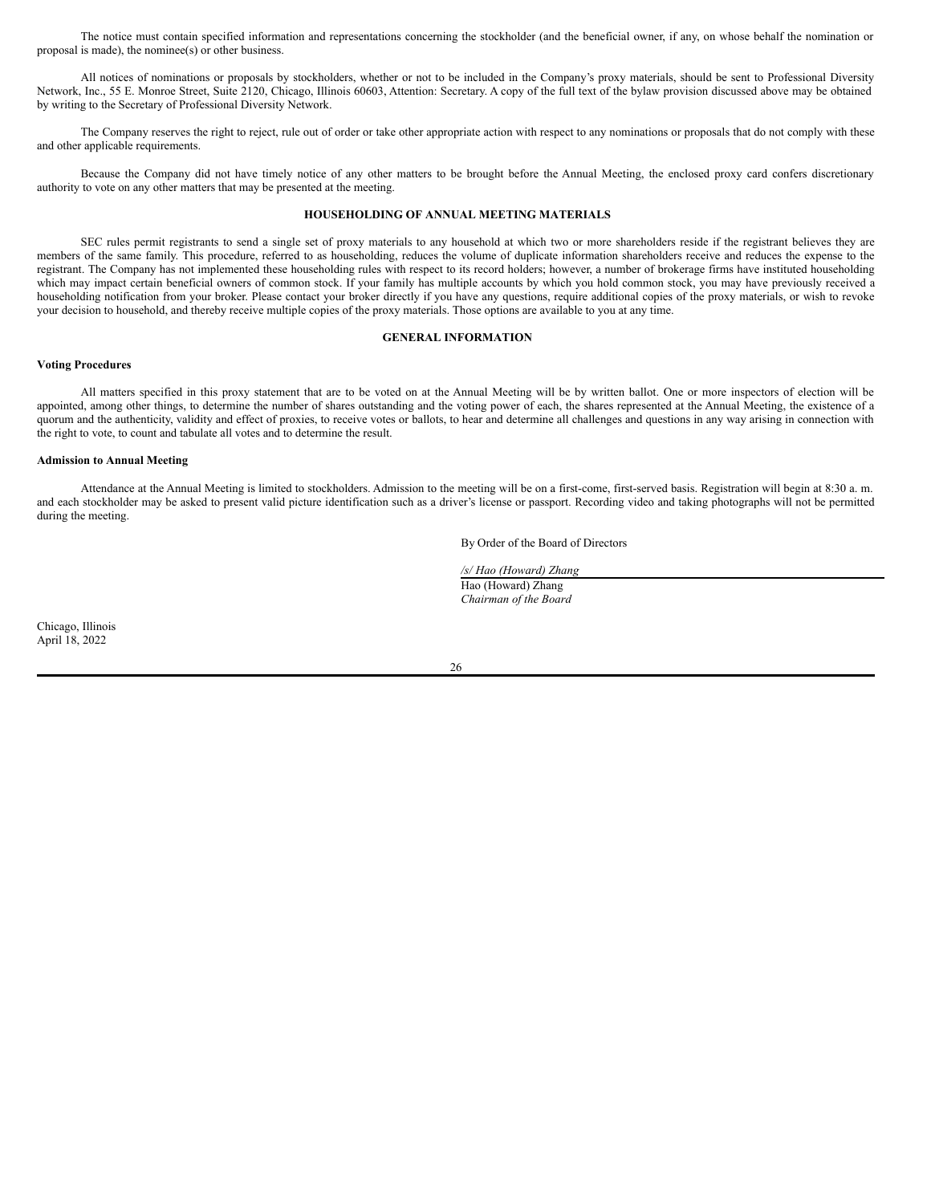The notice must contain specified information and representations concerning the stockholder (and the beneficial owner, if any, on whose behalf the nomination or proposal is made), the nominee(s) or other business.

All notices of nominations or proposals by stockholders, whether or not to be included in the Company's proxy materials, should be sent to Professional Diversity Network, Inc., 55 E. Monroe Street, Suite 2120, Chicago, Illinois 60603, Attention: Secretary. A copy of the full text of the bylaw provision discussed above may be obtained by writing to the Secretary of Professional Diversity Network.

The Company reserves the right to reject, rule out of order or take other appropriate action with respect to any nominations or proposals that do not comply with these and other applicable requirements.

Because the Company did not have timely notice of any other matters to be brought before the Annual Meeting, the enclosed proxy card confers discretionary authority to vote on any other matters that may be presented at the meeting.

## HOUSEHOLDING OF ANNUAL MEETING MATERIALS

SEC rules permit registrants to send a single set of proxy materials to any household at which two or more shareholders reside if the registrant believes they are members of the same family. This procedure, referred to as householding, reduces the volume of duplicate information shareholders receive and reduces the expense to the registrant. The Company has not implemented these householding rules with respect to its record holders; however, a number of brokerage firms have instituted householding which may impact certain beneficial owners of common stock. If your family has multiple accounts by which you hold common stock, you may have previously received a householding notification from your broker. Please contact your broker directly if you have any questions, require additional copies of the proxy materials, or wish to revoke your decision to household, and thereby receive multiple copies of the proxy materials. Those options are available to you at any time.

## GENERAL INFORMATION

**Voting Procedures**

All matters specified in this proxy statement that are to be voted on at the Annual Meeting will be by written ballot. One or more inspectors of election will be appointed, among other things, to determine the number of shares outstanding and the voting power of each, the shares represented at the Annual Meeting, the existence of a quorum and the authenticity, validity and effect of proxies, to receive votes or ballots, to hear and determine all challenges and questions in any way arising in connection with the right to vote, to count and tabulate all votes and to determine the result.

**Admission to Annual Meeting**

Attendance at the Annual Meeting is limited to stockholders. Admission to the meeting will be on a first-come, first-served basis. Registration will begin at 8:30 a. m. and each stockholder may be asked to present valid picture identification such as a driver's license or passport. Recording video and taking photographs will not be permitted during the meeting.

By Order of the Board of Directors

*/s/ Hao (Howard) Zhang*

Hao (Howard) Zhang
*Chairman of the Board*

Chicago, Illinois
April 18, 2022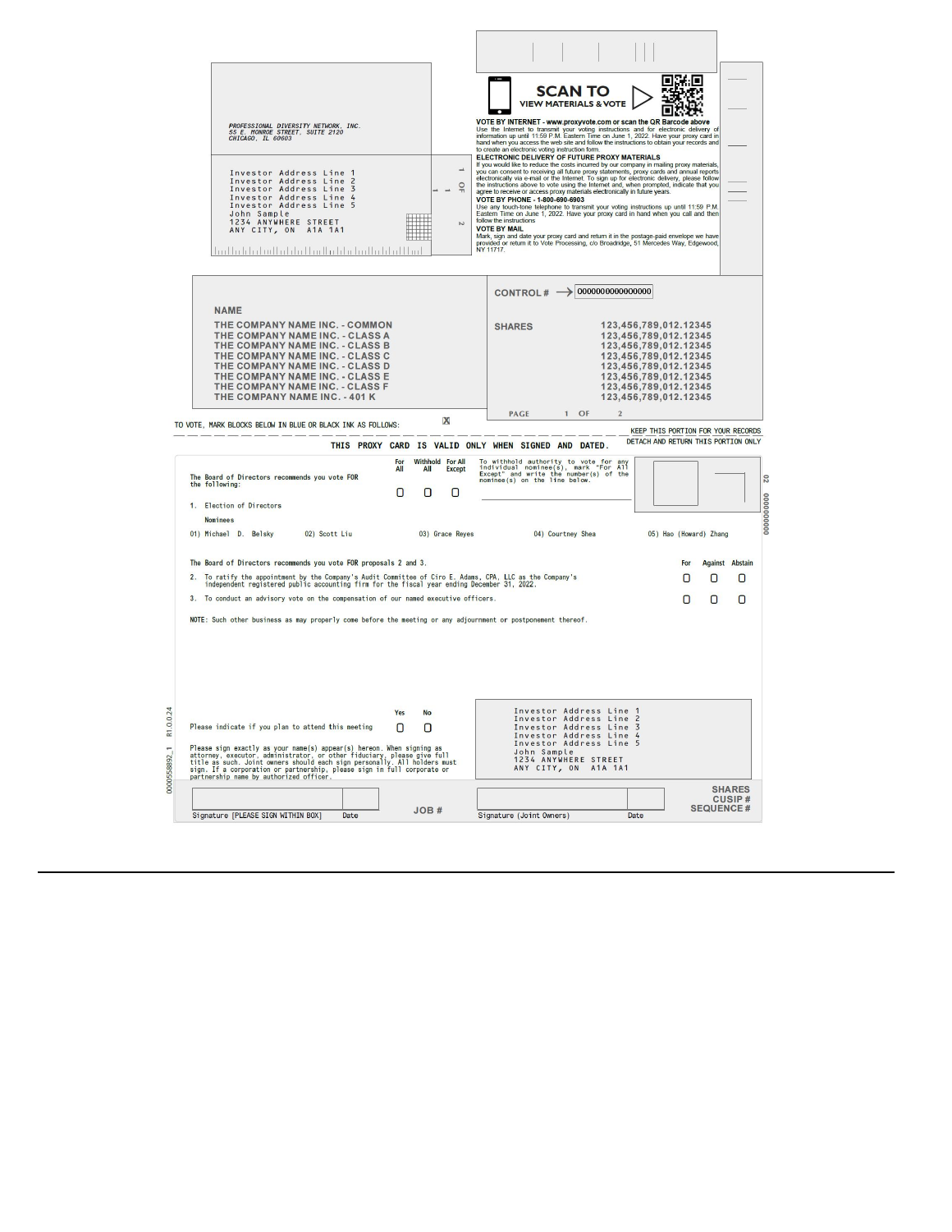PROFESSIONAL DIVERSITY NETWORK, INC.
55 E. MONROE STREET, SUITE 2120
CHICAGO, IL 60603

Investor Address Line 1
Investor Address Line 2
Investor Address Line 3
Investor Address Line 4
Investor Address Line 5
John Sample
1234 ANYWHERE STREET
ANY CITY, ON A1A 1A1

**SCAN TO VIEW MATERIALS & VOTE**

**VOTE BY INTERNET - www.proxyvote.com or scan the QR Barcode above**
Use the Internet to transmit your voting instructions and for electronic delivery of information up until 11:59 P.M. Eastern Time on June 1, 2022. Have your proxy card in hand when you access the web site and follow the instructions to obtain your records and to create an electronic voting instruction form.

**ELECTRONIC DELIVERY OF FUTURE PROXY MATERIALS**
If you would like to reduce the costs incurred by our company in mailing proxy materials, you can consent to receiving all future proxy statements, proxy cards and annual reports electronically via e-mail or the Internet. To sign up for electronic delivery, please follow the instructions above to vote using the Internet and, when prompted, indicate that you agree to receive or access proxy materials electronically in future years.

**VOTE BY PHONE - 1-800-690-6903**
Use any touch-tone telephone to transmit your voting instructions up until 11:59 P.M. Eastern Time on June 1, 2022. Have your proxy card in hand when you call and then follow the instructions.

**VOTE BY MAIL**
Mark, sign and date your proxy card and return it in the postage-paid envelope we have provided or return it to Vote Processing, c/o Broadridge, 51 Mercedes Way, Edgewood, NY 11717.

CONTROL # → 0000000000000000

| NAME | SHARES |
|---|---|
| THE COMPANY NAME INC. - COMMON | 123,456,789,012.12345 |
| THE COMPANY NAME INC. - CLASS A | 123,456,789,012.12345 |
| THE COMPANY NAME INC. - CLASS B | 123,456,789,012.12345 |
| THE COMPANY NAME INC. - CLASS C | 123,456,789,012.12345 |
| THE COMPANY NAME INC. - CLASS D | 123,456,789,012.12345 |
| THE COMPANY NAME INC. - CLASS E | 123,456,789,012.12345 |
| THE COMPANY NAME INC. - CLASS F | 123,456,789,012.12345 |
| THE COMPANY NAME INC. - 401 K | 123,456,789,012.12345 |

PAGE 1 OF 2

TO VOTE, MARK BLOCKS BELOW IN BLUE OR BLACK INK AS FOLLOWS: [X]

KEEP THIS PORTION FOR YOUR RECORDS

DETACH AND RETURN THIS PORTION ONLY

**THIS PROXY CARD IS VALID ONLY WHEN SIGNED AND DATED.**

The Board of Directors recommends you vote FOR the following:

| | For All | Withhold All | For All Except |
|---|---|---|---|
| 1. Election of Directors | ☐ | ☐ | ☐ |

To withhold authority to vote for any individual nominee(s), mark "For All Except" and write the number(s) of the nominee(s) on the line below.

Nominees

01) Michael D. Belsky 02) Scott Liu 03) Grace Reyes 04) Courtney Shea 05) Hao (Howard) Zhang

The Board of Directors recommends you vote FOR proposals 2 and 3.

| | For | Against | Abstain |
|---|---|---|---|
| 2. To ratify the appointment by the Company's Audit Committee of Ciro E. Adams, CPA, LLC as the Company's independent registered public accounting firm for the fiscal year ending December 31, 2022. | ☐ | ☐ | ☐ |
| 3. To conduct an advisory vote on the compensation of our named executive officers. | ☐ | ☐ | ☐ |

NOTE: Such other business as may properly come before the meeting or any adjournment or postponement thereof.

| | Yes | No |
|---|---|---|
| Please indicate if you plan to attend this meeting | ☐ | ☐ |

Please sign exactly as your name(s) appear(s) hereon. When signing as attorney, executor, administrator, or other fiduciary, please give full title as such. Joint owners should each sign personally. All holders must sign. If a corporation or partnership, please sign in full corporate or partnership name by authorized officer.

Investor Address Line 1
Investor Address Line 2
Investor Address Line 3
Investor Address Line 4
Investor Address Line 5
John Sample
1234 ANYWHERE STREET
ANY CITY, ON A1A 1A1

Signature [PLEASE SIGN WITHIN BOX] Date JOB # Signature (Joint Owners) Date

SHARES
CUSIP #
SEQUENCE #

0000558892_1 R1.0.0.24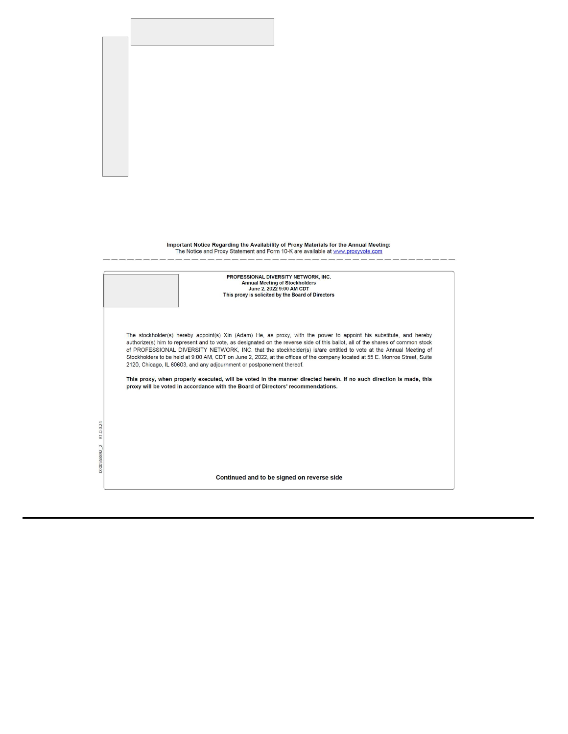**Important Notice Regarding the Availability of Proxy Materials for the Annual Meeting:**
The Notice and Proxy Statement and Form 10-K are available at www.proxyvote.com

**PROFESSIONAL DIVERSITY NETWORK, INC.**
**Annual Meeting of Stockholders**
**June 2, 2022 9:00 AM CDT**
**This proxy is solicited by the Board of Directors**

The stockholder(s) hereby appoint(s) Xin (Adam) He, as proxy, with the power to appoint his substitute, and hereby authorize(s) him to represent and to vote, as designated on the reverse side of this ballot, all of the shares of common stock of PROFESSIONAL DIVERSITY NETWORK, INC. that the stockholder(s) is/are entitled to vote at the Annual Meeting of Stockholders to be held at 9:00 AM, CDT on June 2, 2022, at the offices of the company located at 55 E. Monroe Street, Suite 2120, Chicago, IL 60603, and any adjournment or postponement thereof.

**This proxy, when properly executed, will be voted in the manner directed herein. If no such direction is made, this proxy will be voted in accordance with the Board of Directors' recommendations.**

**Continued and to be signed on reverse side**

0000558892_2 R1.0.0.24